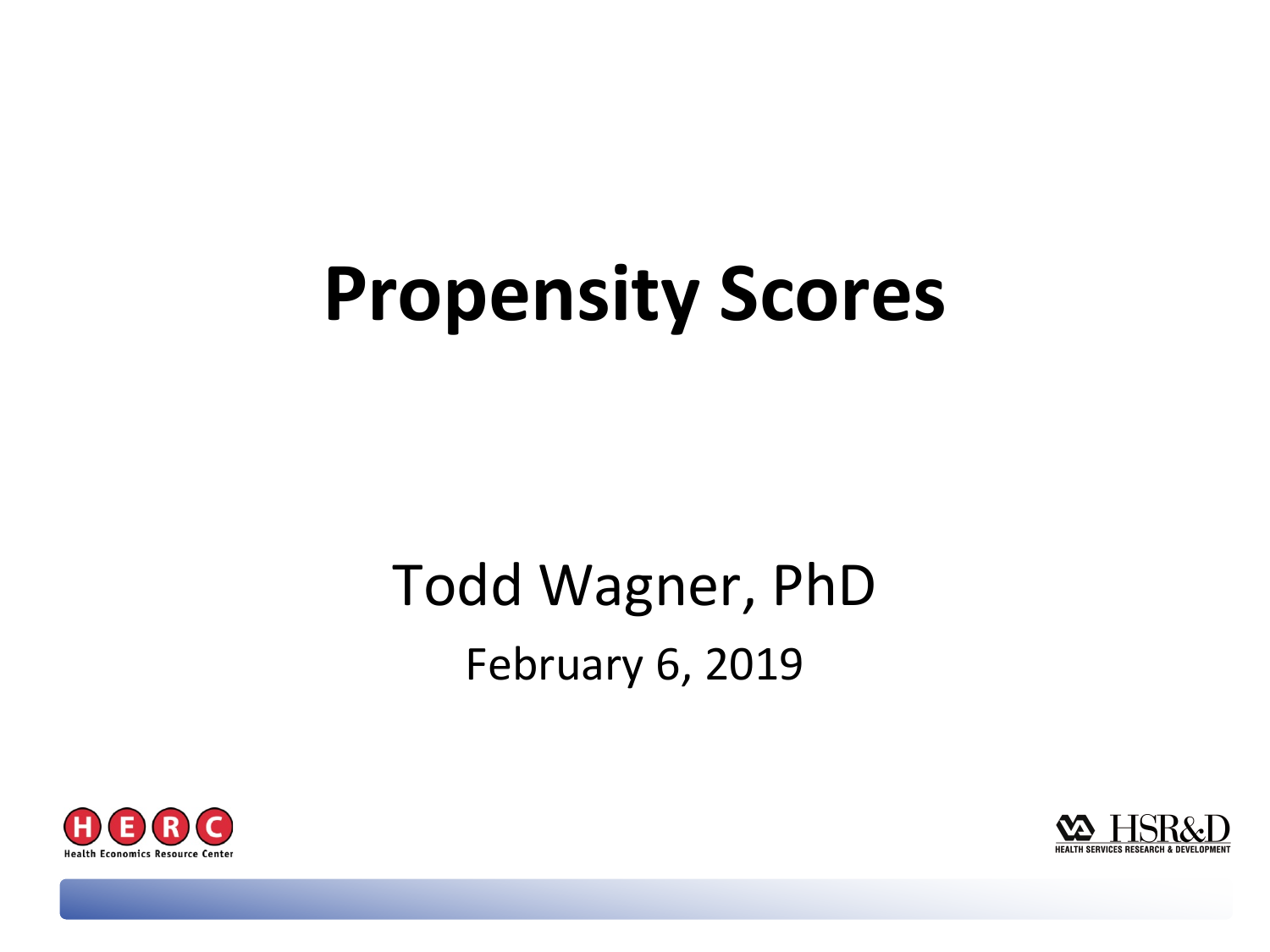# Propensity Scores

Todd Wagner, PhD

February 6, 2019

H E R C
Health Economics Resource Center

VA HSR&D
HEALTH SERVICES RESEARCH & DEVELOPMENT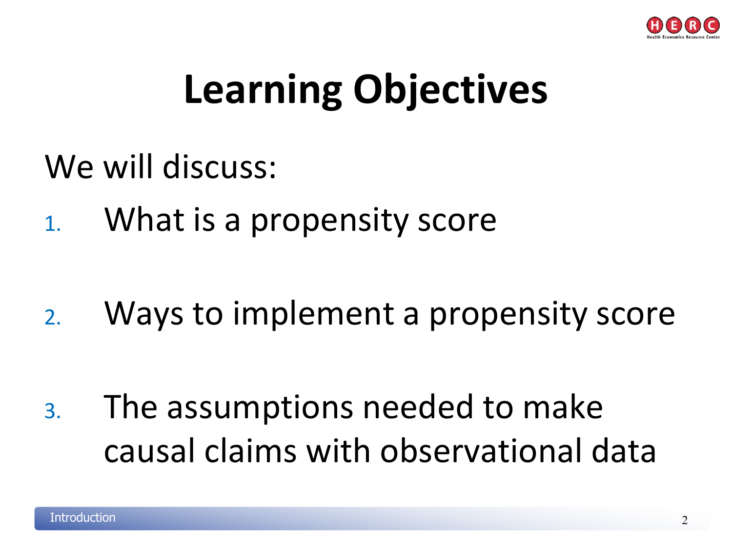# Learning Objectives

We will discuss:

1. What is a propensity score

2. Ways to implement a propensity score

3. The assumptions needed to make causal claims with observational data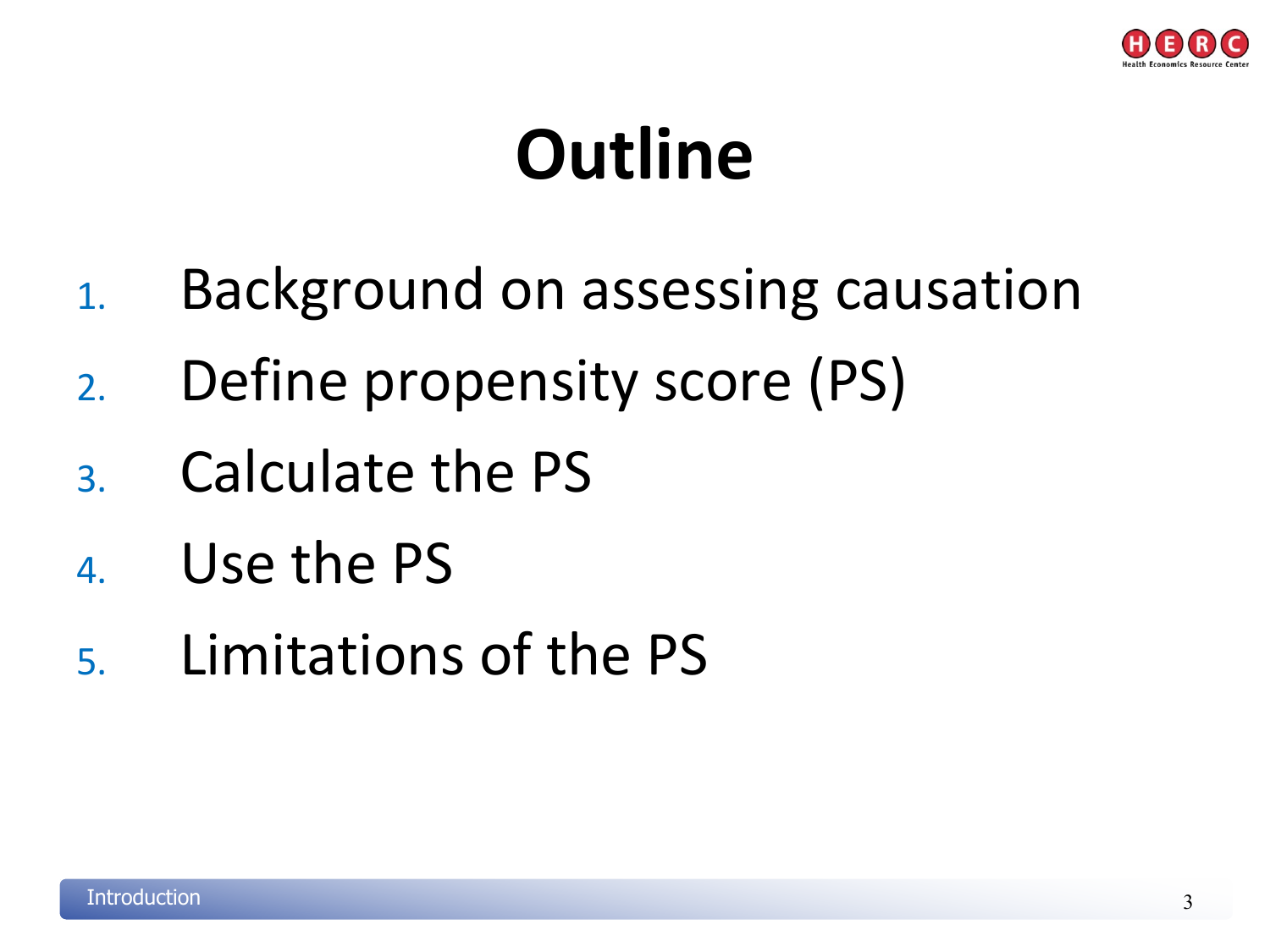# Outline

1. Background on assessing causation
2. Define propensity score (PS)
3. Calculate the PS
4. Use the PS
5. Limitations of the PS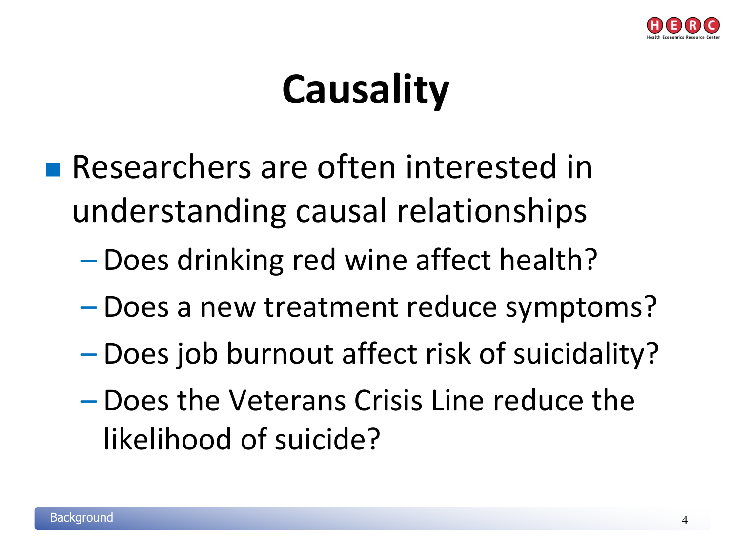# Causality

- Researchers are often interested in understanding causal relationships
  - Does drinking red wine affect health?
  - Does a new treatment reduce symptoms?
  - Does job burnout affect risk of suicidality?
  - Does the Veterans Crisis Line reduce the likelihood of suicide?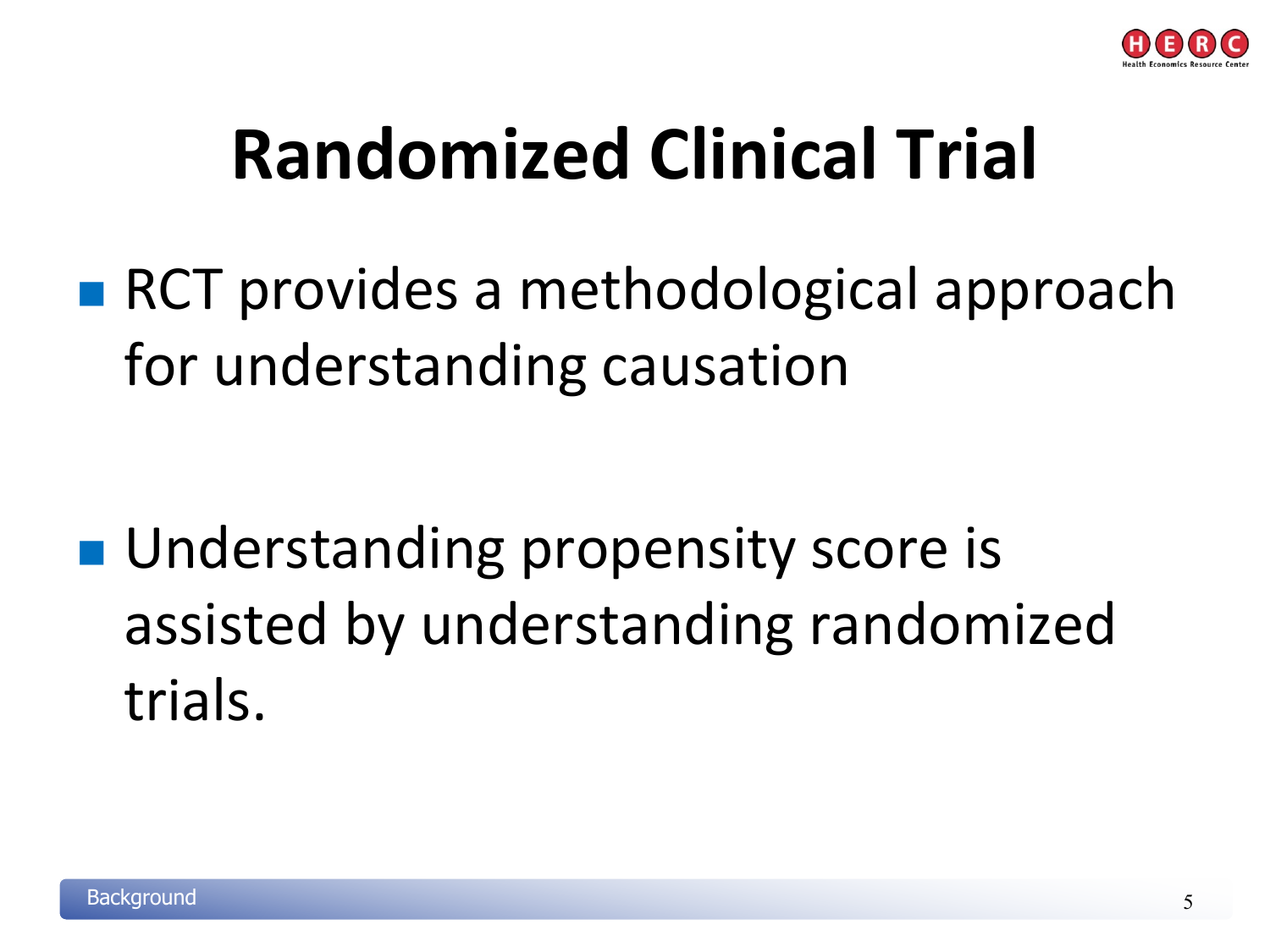# Randomized Clinical Trial

- RCT provides a methodological approach for understanding causation
- Understanding propensity score is assisted by understanding randomized trials.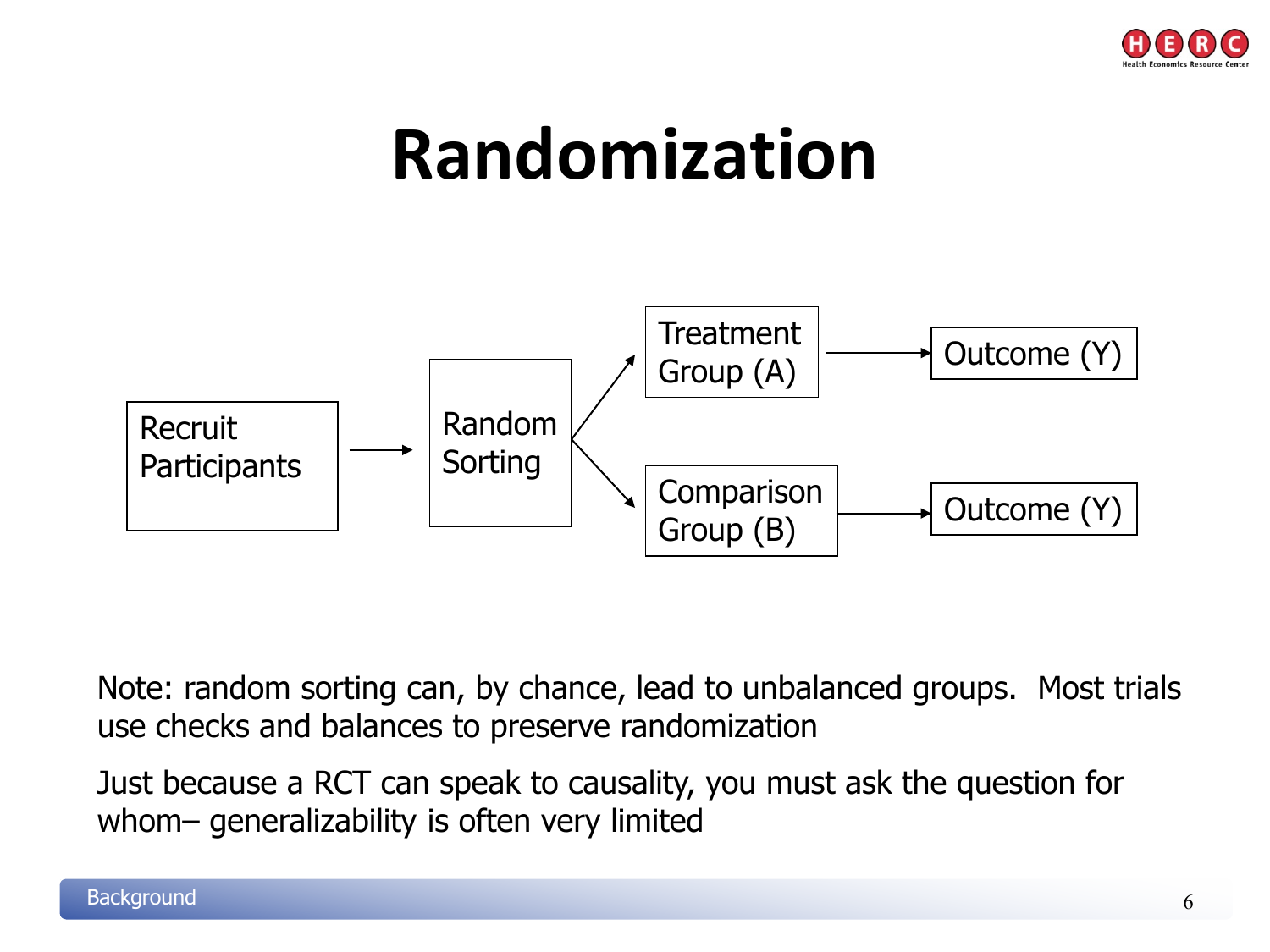# Randomization

Recruit Participants → Random Sorting → Treatment Group (A) → Outcome (Y)

Random Sorting → Comparison Group (B) → Outcome (Y)

Note: random sorting can, by chance, lead to unbalanced groups. Most trials use checks and balances to preserve randomization

Just because a RCT can speak to causality, you must ask the question for whom– generalizability is often very limited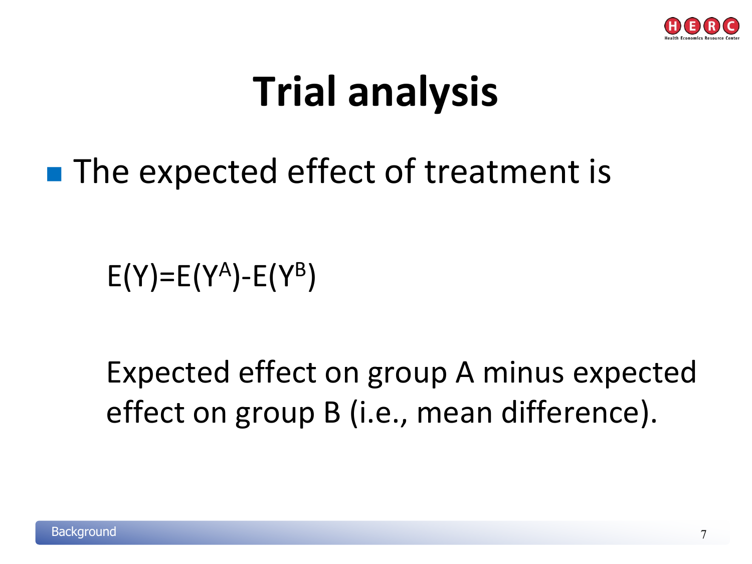# Trial analysis

- The expected effect of treatment is

$$E(Y)=E(Y^A)-E(Y^B)$$

Expected effect on group A minus expected effect on group B (i.e., mean difference).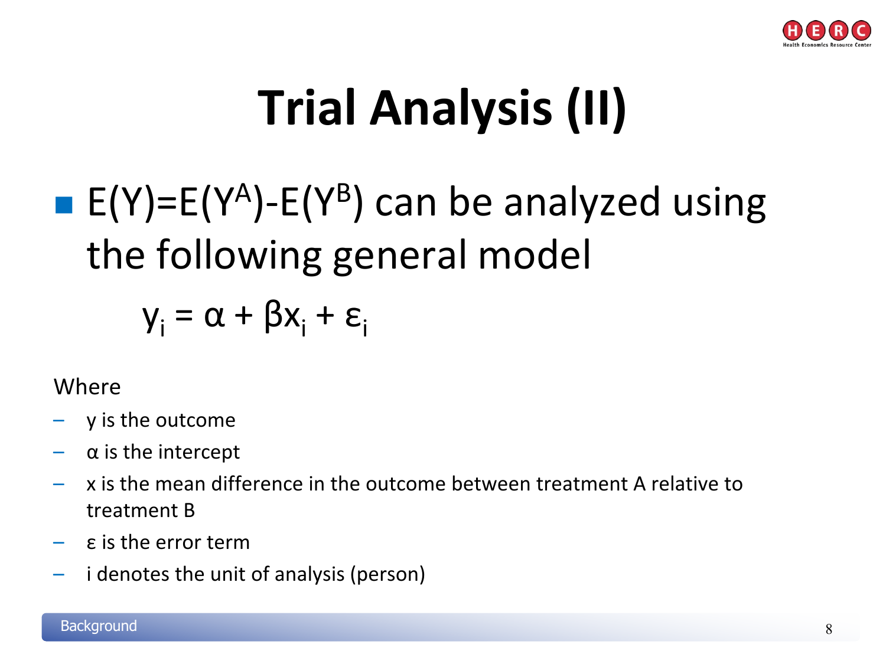# Trial Analysis (II)

- $E(Y)=E(Y^A)-E(Y^B)$ can be analyzed using the following general model

$$y_i = \alpha + \beta x_i + \varepsilon_i$$

Where

- y is the outcome
- $\alpha$ is the intercept
- x is the mean difference in the outcome between treatment A relative to treatment B
- $\varepsilon$ is the error term
- i denotes the unit of analysis (person)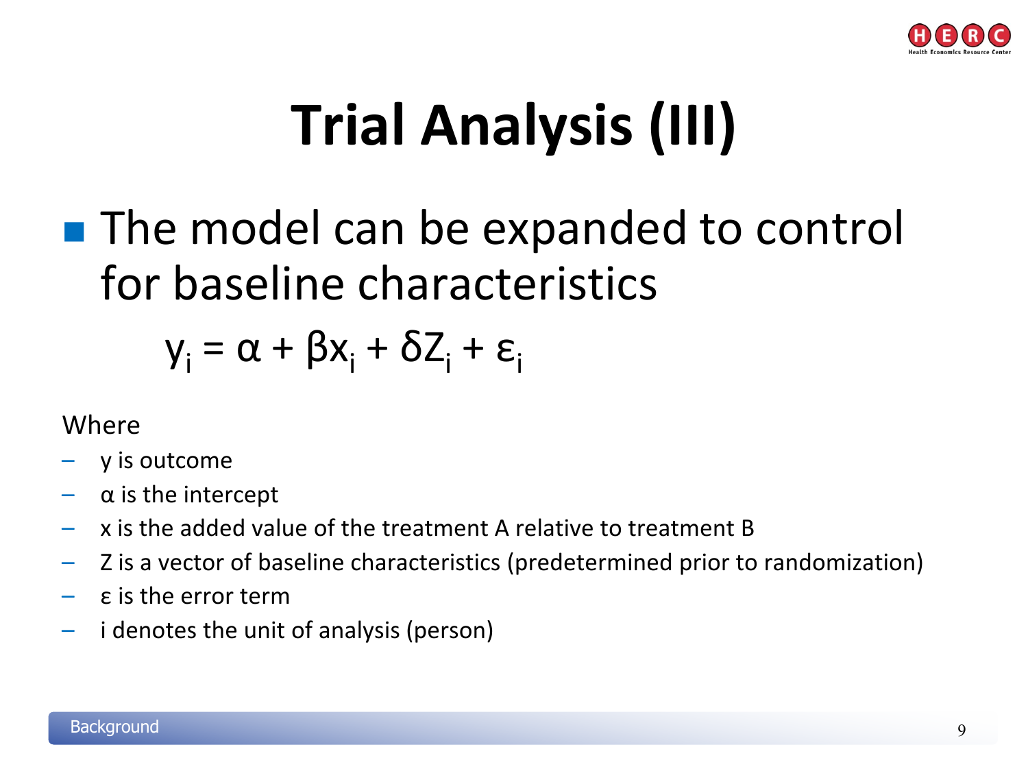# Trial Analysis (III)

- The model can be expanded to control for baseline characteristics

$$y_i = \alpha + \beta x_i + \delta Z_i + \varepsilon_i$$

Where

- y is outcome
- α is the intercept
- x is the added value of the treatment A relative to treatment B
- Z is a vector of baseline characteristics (predetermined prior to randomization)
- ε is the error term
- i denotes the unit of analysis (person)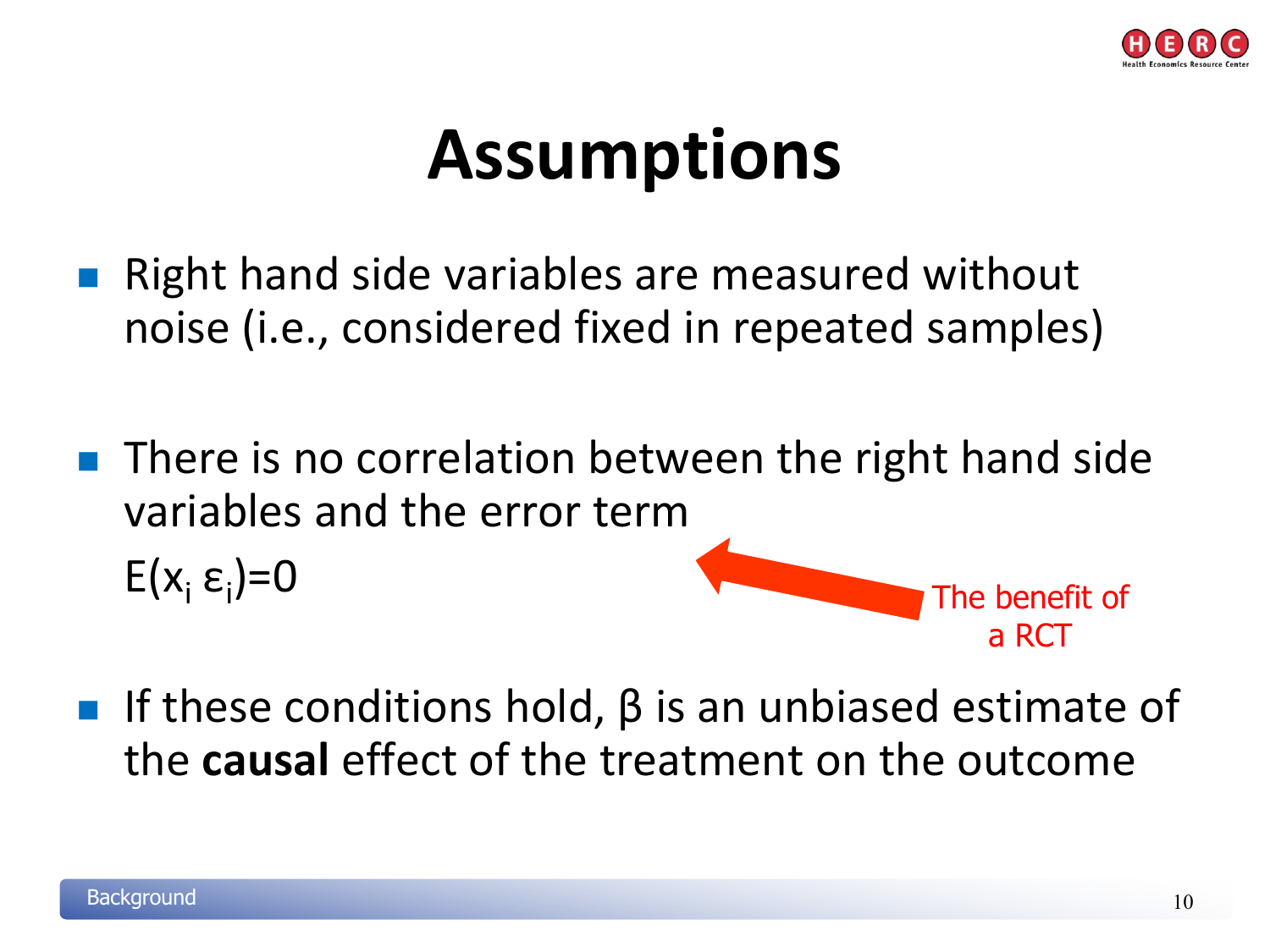# Assumptions

- Right hand side variables are measured without noise (i.e., considered fixed in repeated samples)

- There is no correlation between the right hand side variables and the error term
  $E(x_i \varepsilon_i)=0$

  The benefit of a RCT

- If these conditions hold, β is an unbiased estimate of the **causal** effect of the treatment on the outcome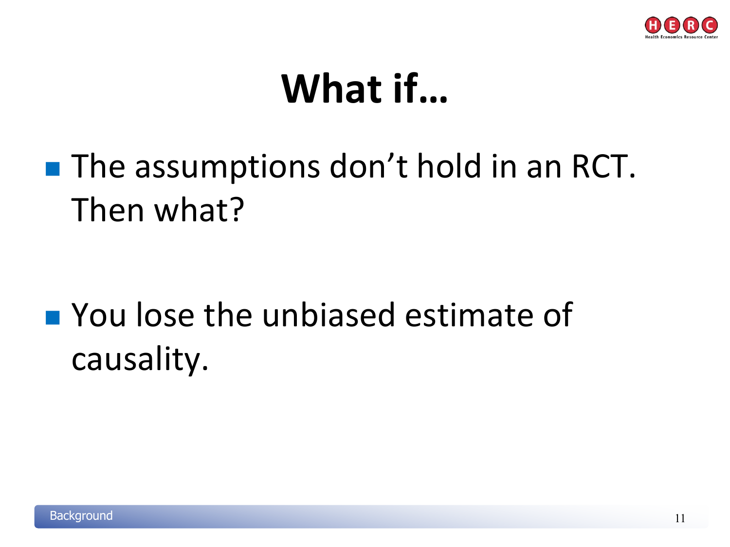# What if…

- The assumptions don't hold in an RCT. Then what?

- You lose the unbiased estimate of causality.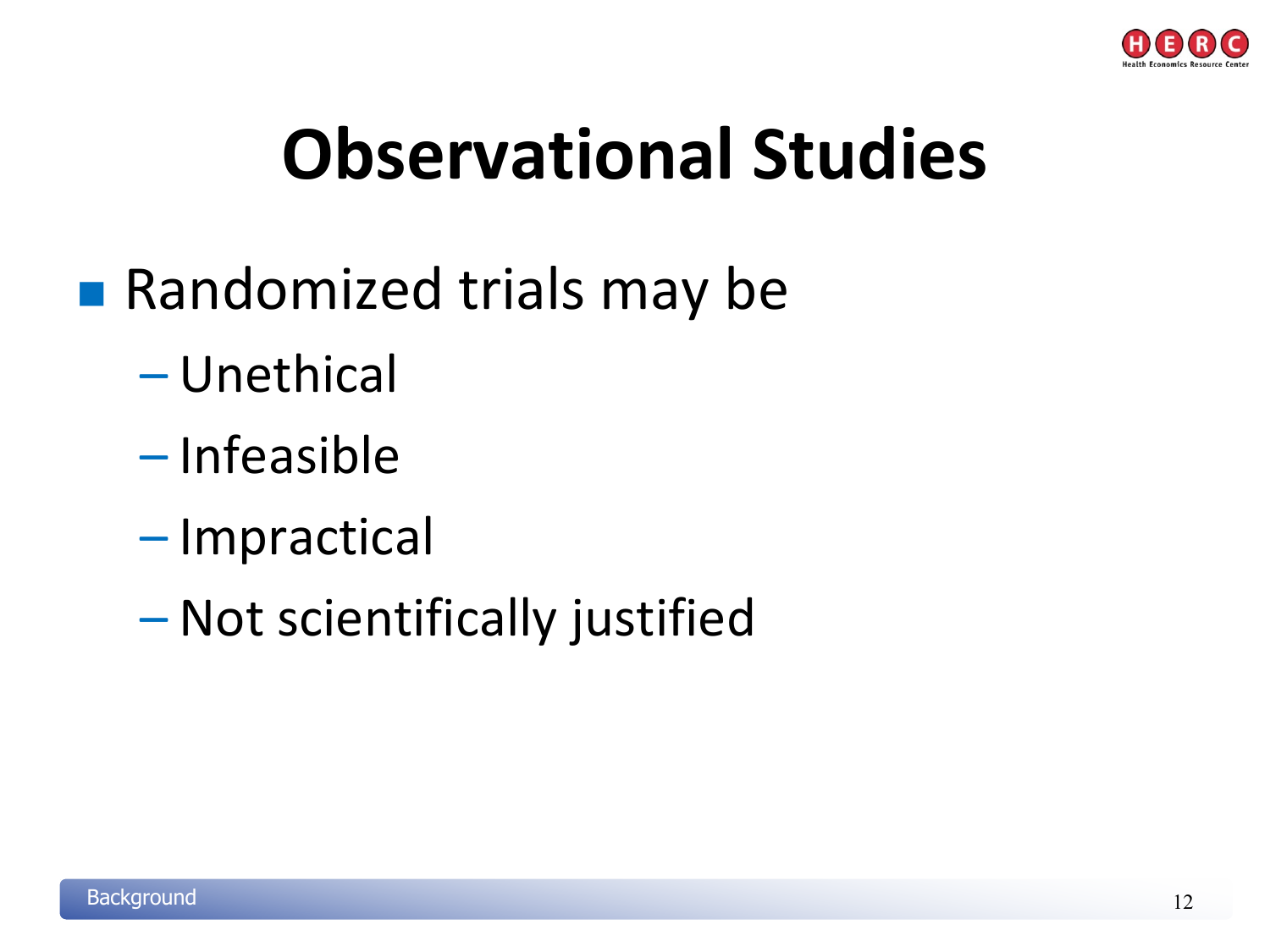# Observational Studies

- Randomized trials may be
  - Unethical
  - Infeasible
  - Impractical
  - Not scientifically justified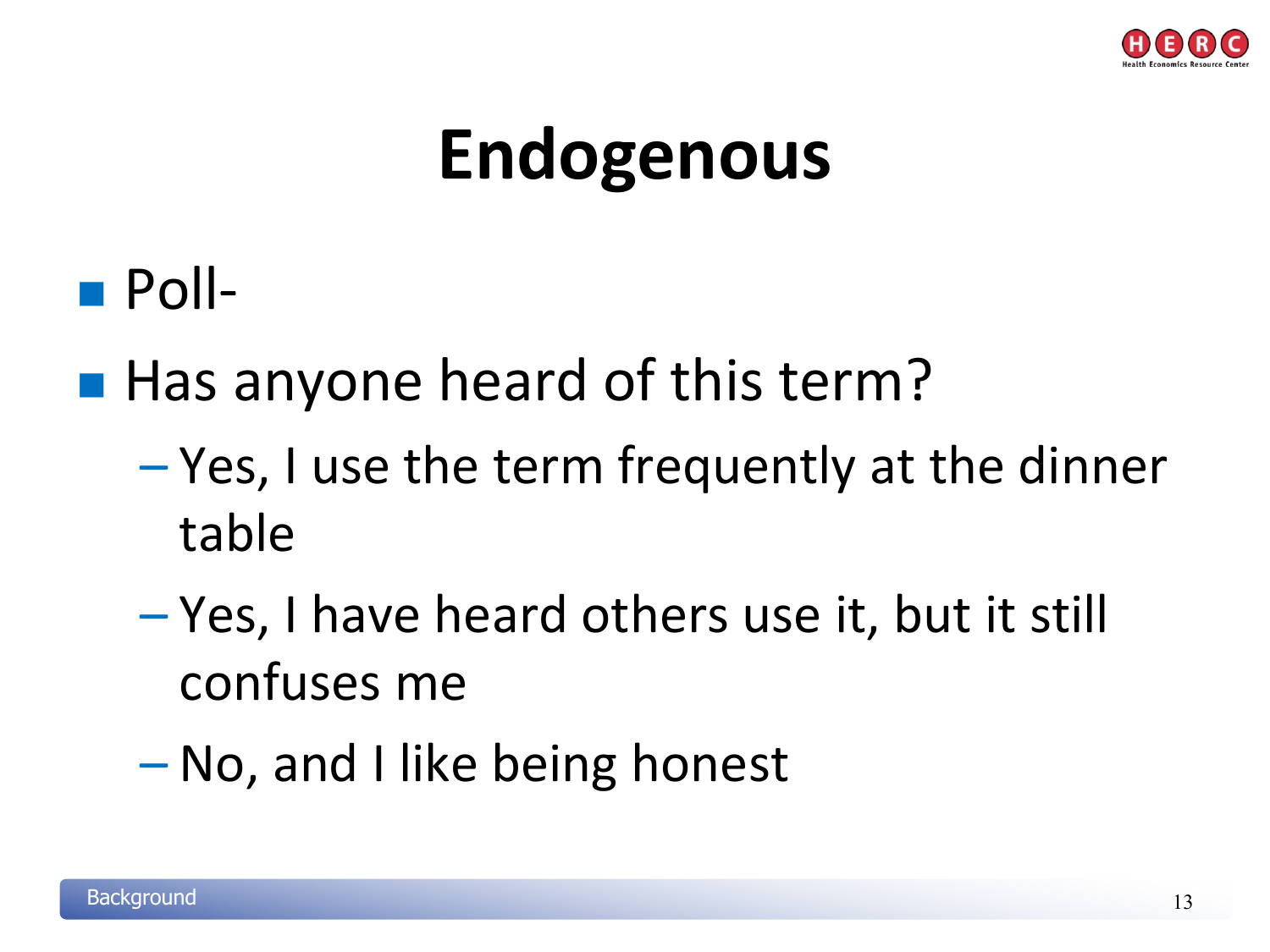# Endogenous

- Poll-
- Has anyone heard of this term?
  - Yes, I use the term frequently at the dinner table
  - Yes, I have heard others use it, but it still confuses me
  - No, and I like being honest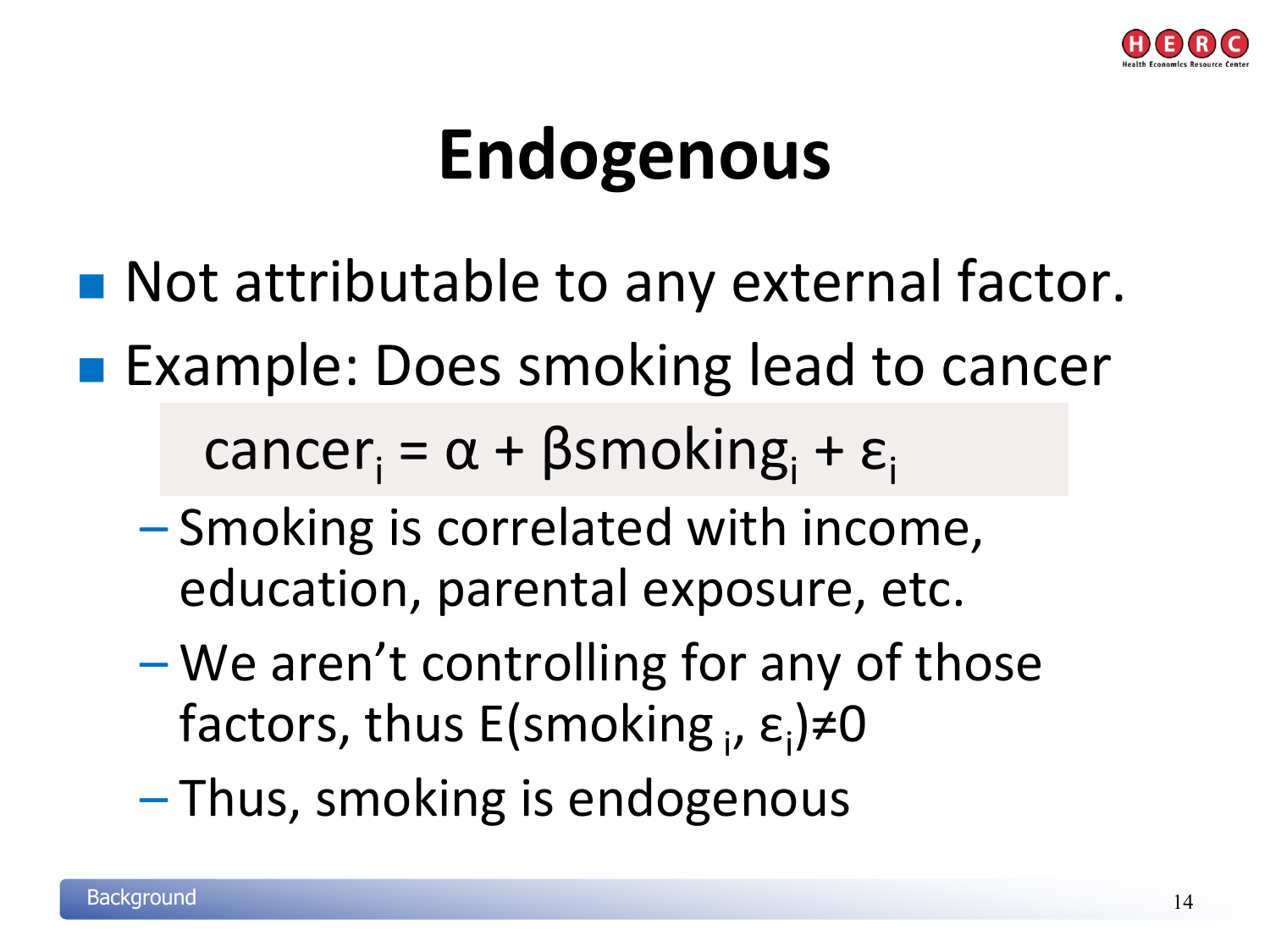# Endogenous

- Not attributable to any external factor.
- Example: Does smoking lead to cancer

$$\text{cancer}_i = \alpha + \beta \text{smoking}_i + \varepsilon_i$$

  - Smoking is correlated with income, education, parental exposure, etc.
  - We aren't controlling for any of those factors, thus $E(\text{smoking}_i, \varepsilon_i) \neq 0$
  - Thus, smoking is endogenous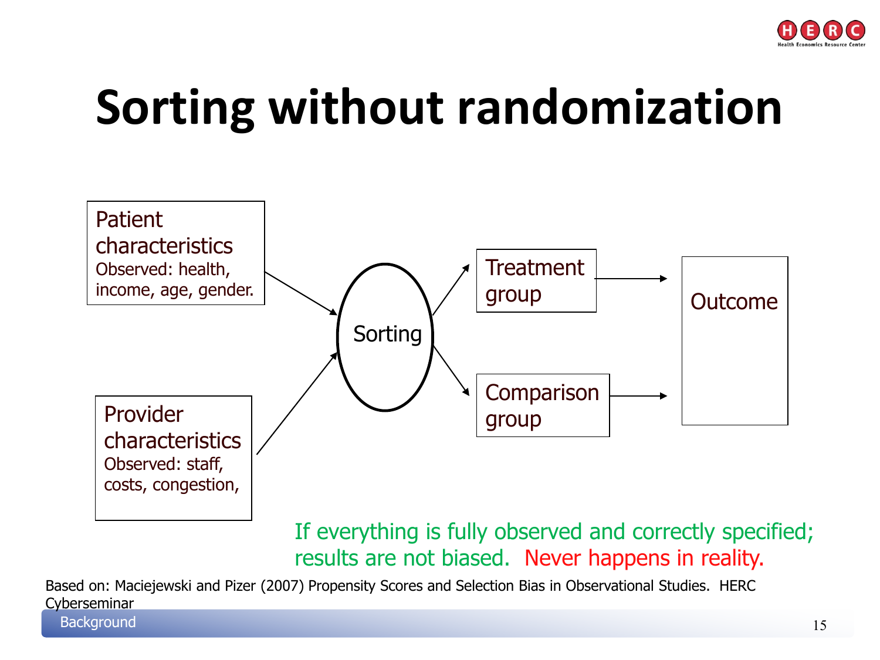# Sorting without randomization

Patient characteristics
Observed: health, income, age, gender.

Provider characteristics
Observed: staff, costs, congestion,

Sorting

Treatment group

Comparison group

Outcome

If everything is fully observed and correctly specified; results are not biased. Never happens in reality.

Based on: Maciejewski and Pizer (2007) Propensity Scores and Selection Bias in Observational Studies. HERC Cyberseminar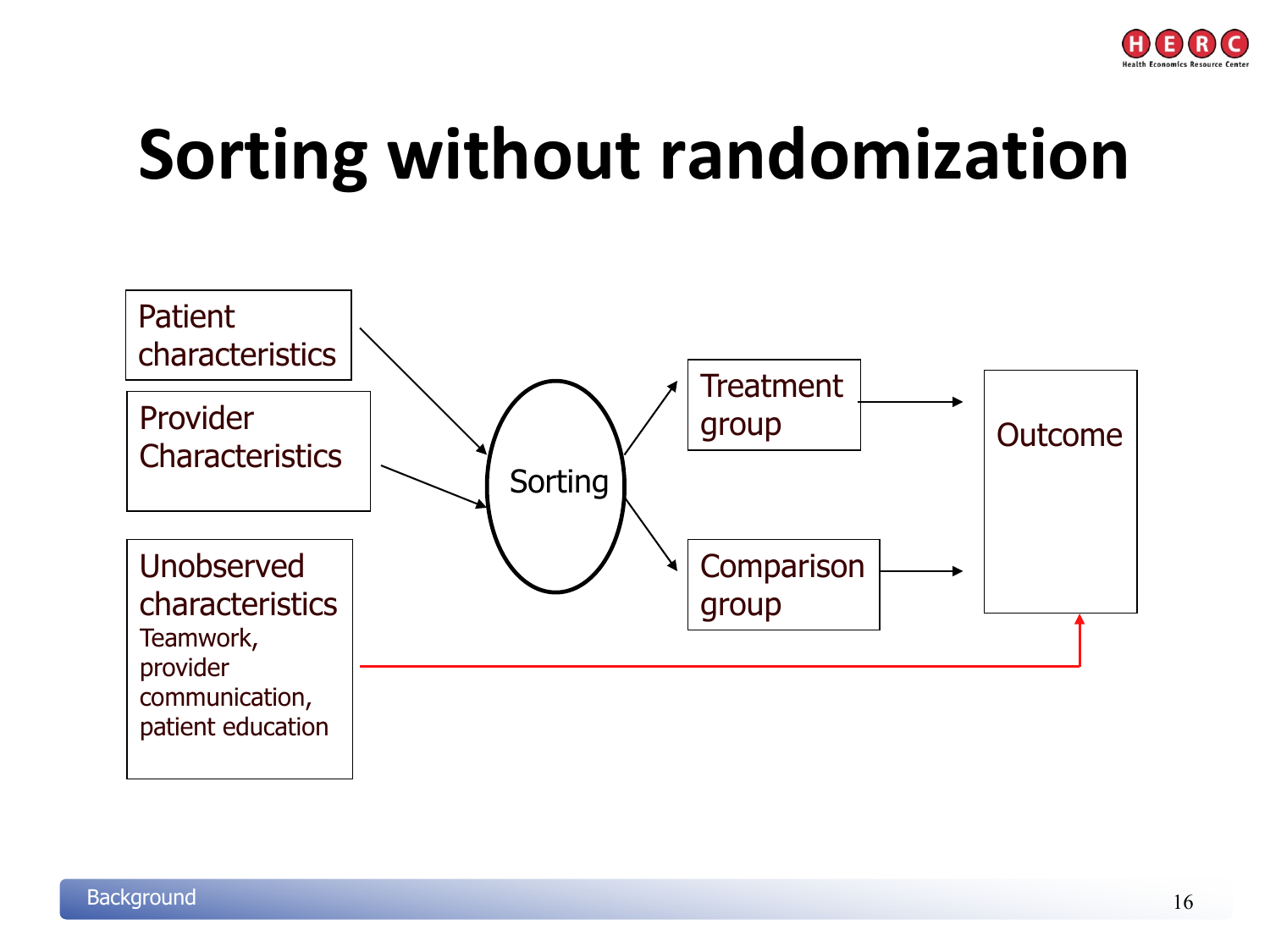# Sorting without randomization

Patient characteristics

Provider Characteristics

Unobserved characteristics
Teamwork, provider communication, patient education

Sorting

Treatment group

Comparison group

Outcome

Background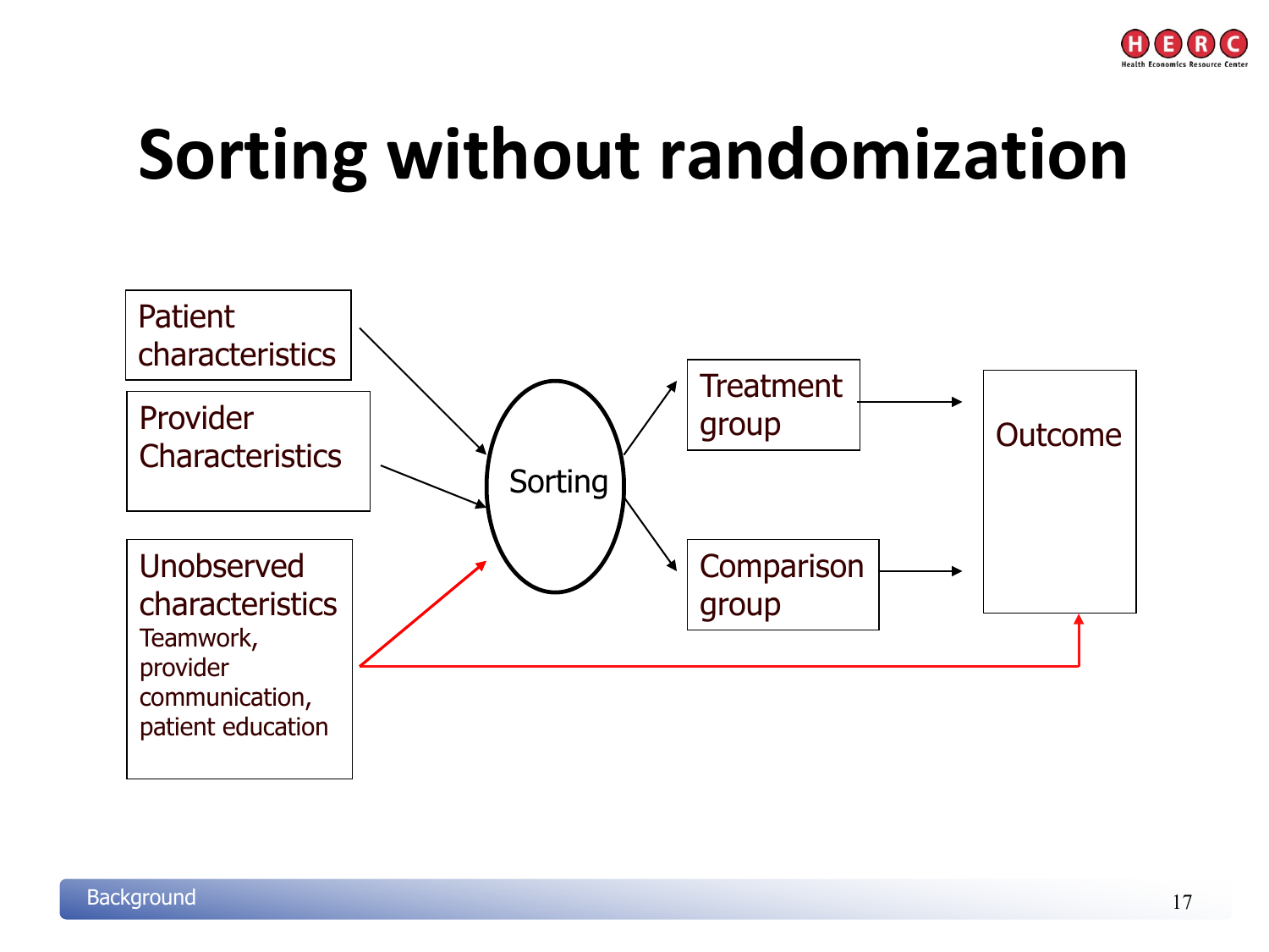# Sorting without randomization

Patient characteristics

Provider Characteristics

Unobserved characteristics
Teamwork, provider communication, patient education

Sorting

Treatment group

Comparison group

Outcome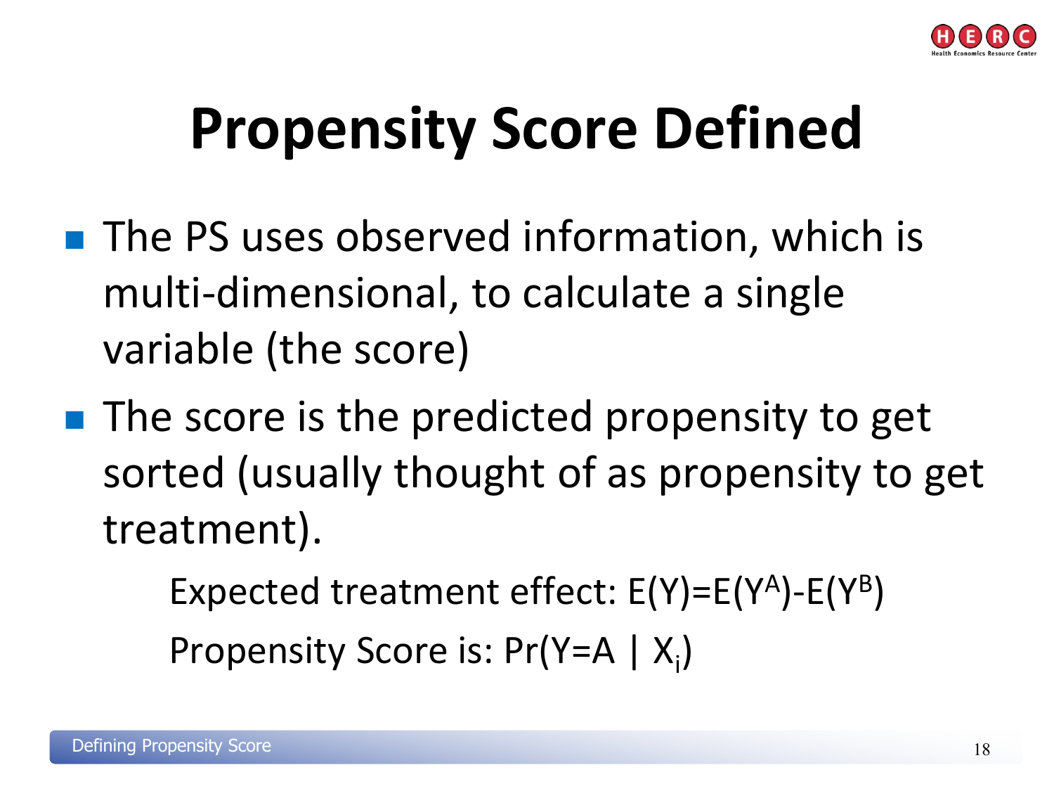# Propensity Score Defined

- The PS uses observed information, which is multi-dimensional, to calculate a single variable (the score)
- The score is the predicted propensity to get sorted (usually thought of as propensity to get treatment).

  Expected treatment effect: $E(Y)=E(Y^A)-E(Y^B)$

  Propensity Score is: $Pr(Y=A \mid X_i)$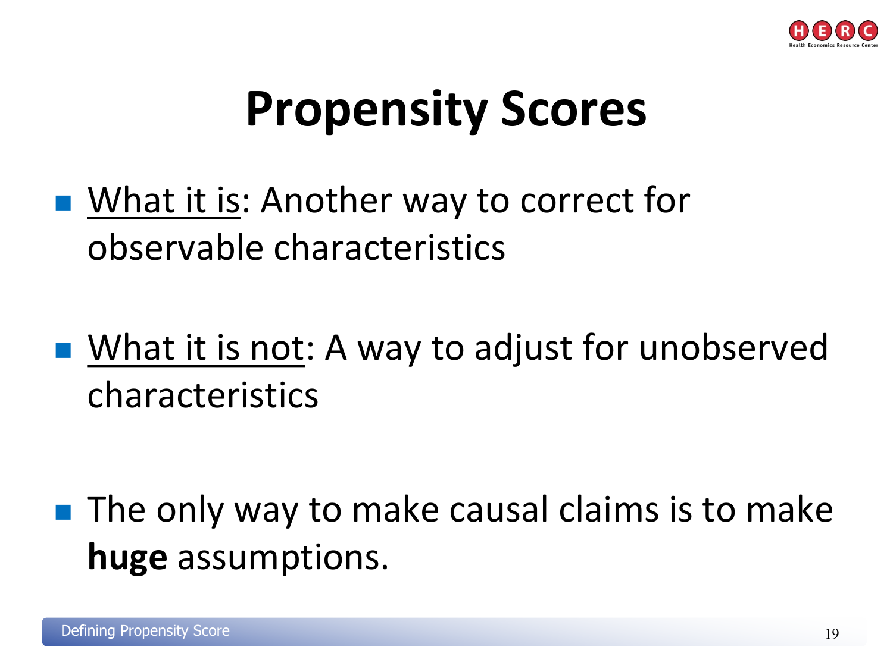# Propensity Scores

- What it is: Another way to correct for observable characteristics

- What it is not: A way to adjust for unobserved characteristics

- The only way to make causal claims is to make **huge** assumptions.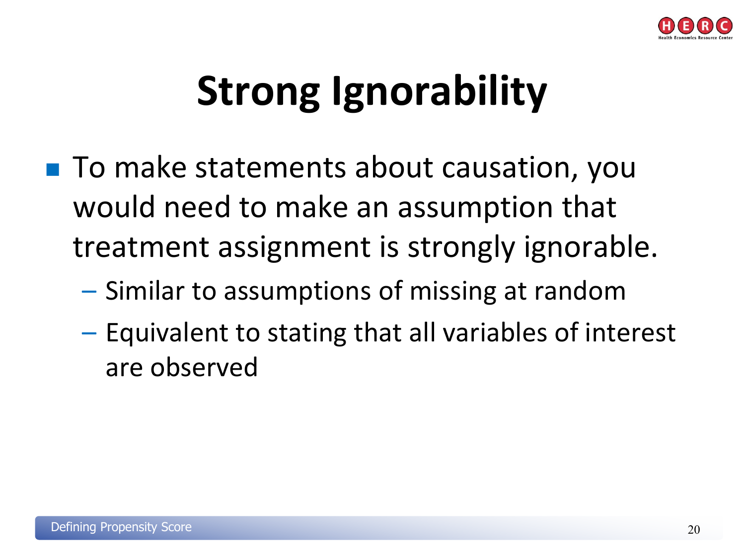# Strong Ignorability

- To make statements about causation, you would need to make an assumption that treatment assignment is strongly ignorable.
  - Similar to assumptions of missing at random
  - Equivalent to stating that all variables of interest are observed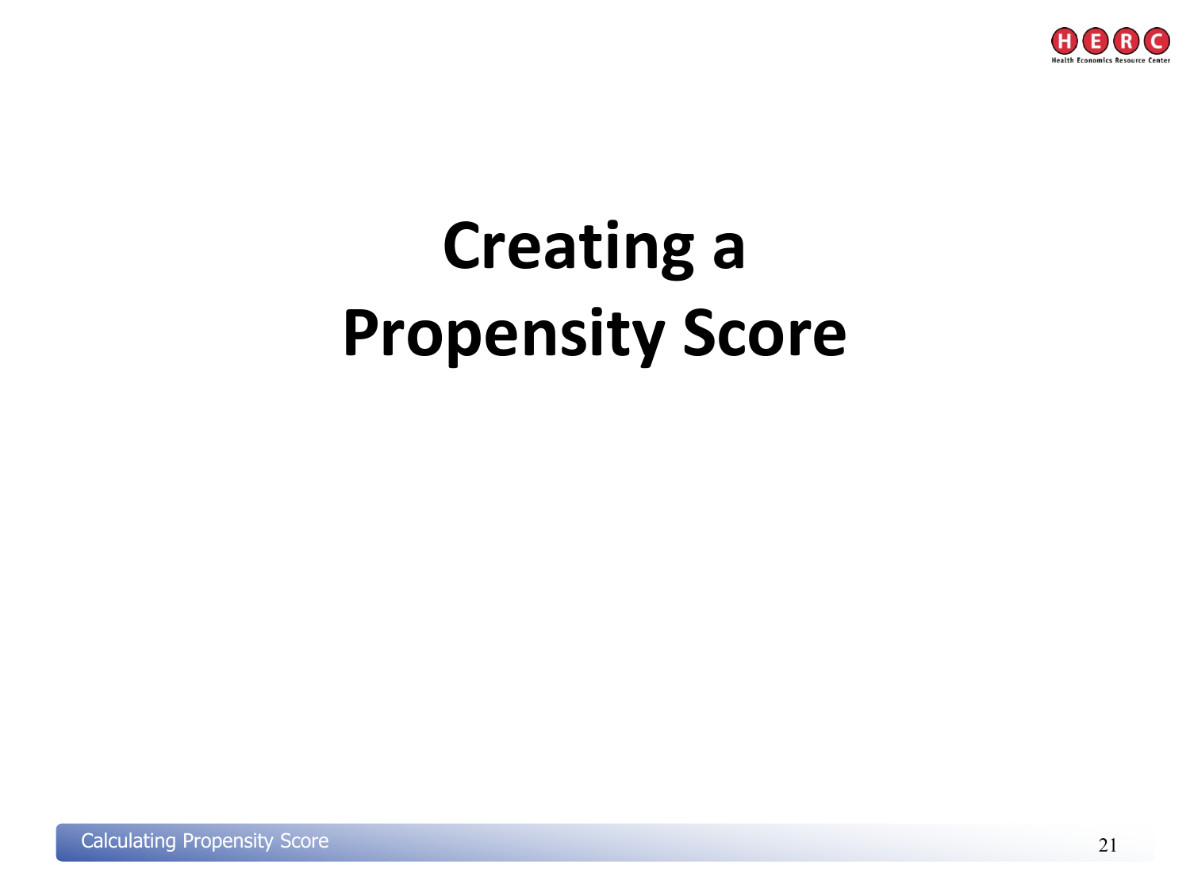# Creating a Propensity Score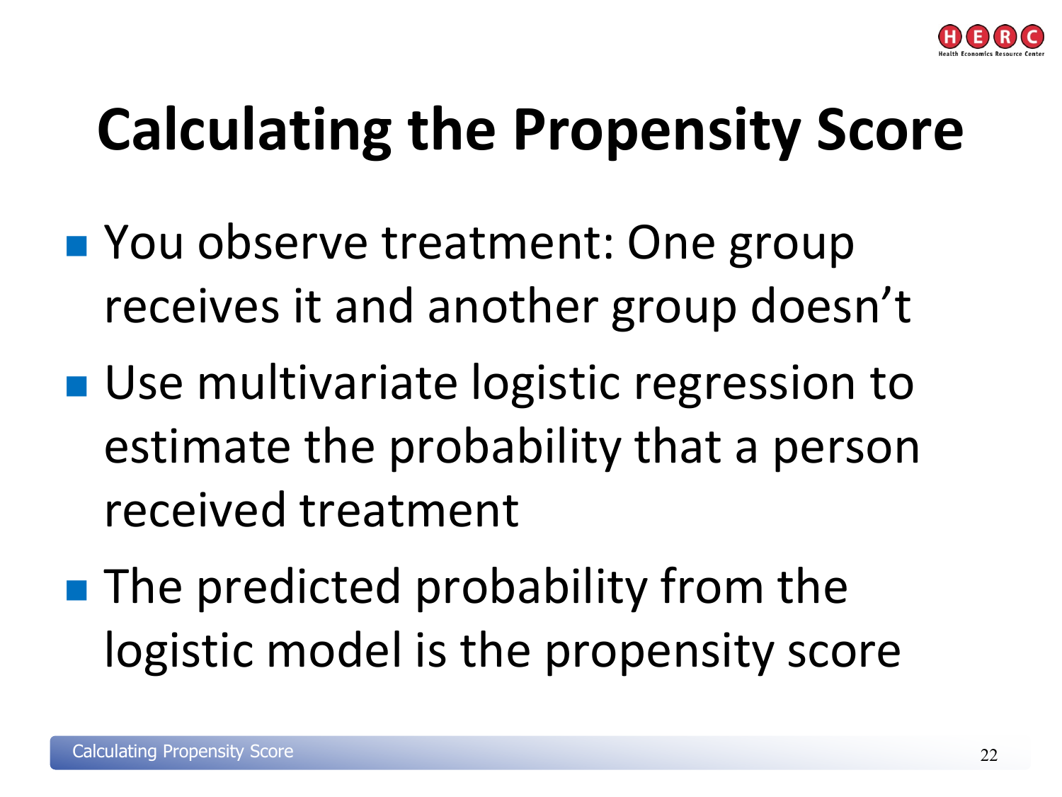# Calculating the Propensity Score

- You observe treatment: One group receives it and another group doesn't
- Use multivariate logistic regression to estimate the probability that a person received treatment
- The predicted probability from the logistic model is the propensity score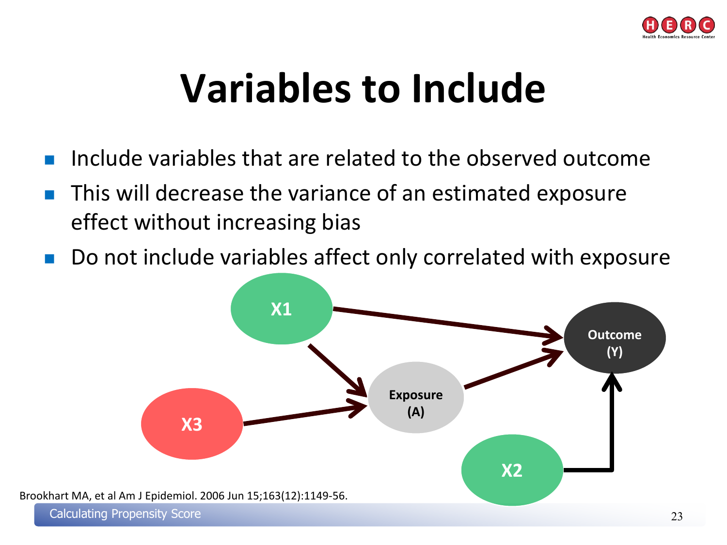# Variables to Include

- Include variables that are related to the observed outcome
- This will decrease the variance of an estimated exposure effect without increasing bias
- Do not include variables affect only correlated with exposure

X1

X3

Exposure (A)

Outcome (Y)

X2

Brookhart MA, et al Am J Epidemiol. 2006 Jun 15;163(12):1149-56.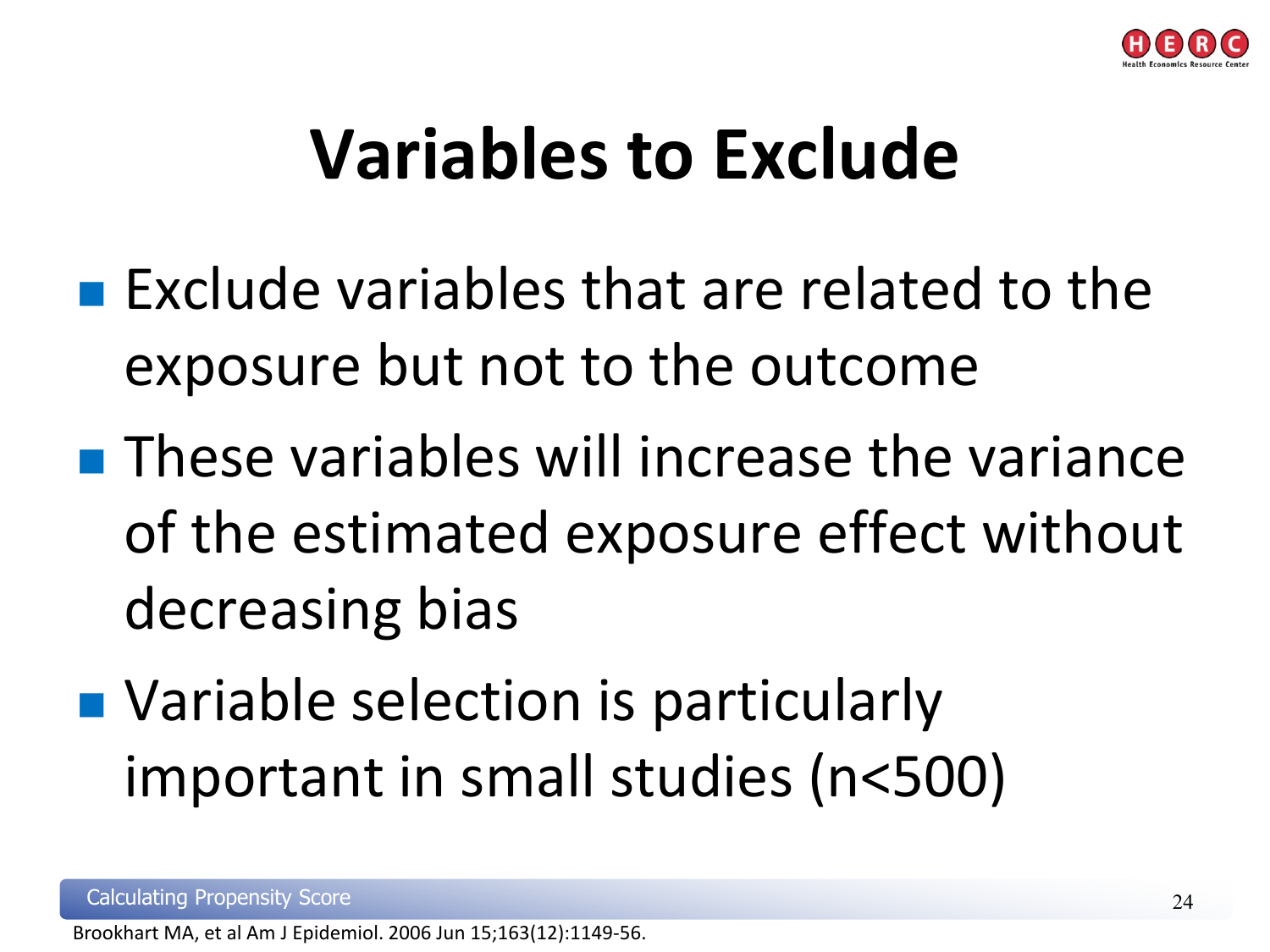# Variables to Exclude

- Exclude variables that are related to the exposure but not to the outcome
- These variables will increase the variance of the estimated exposure effect without decreasing bias
- Variable selection is particularly important in small studies (n<500)

Brookhart MA, et al Am J Epidemiol. 2006 Jun 15;163(12):1149-56.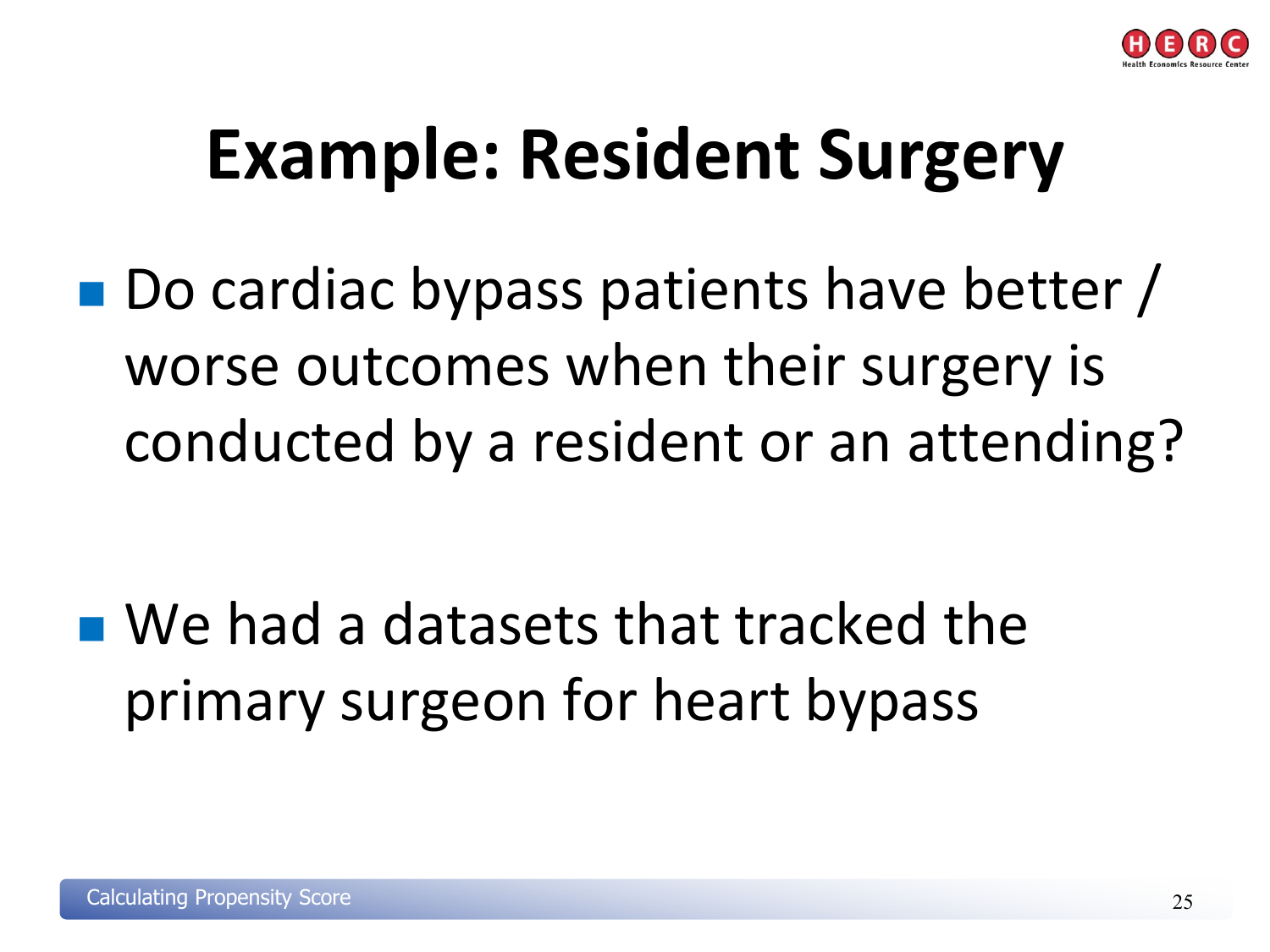# Example: Resident Surgery

- Do cardiac bypass patients have better / worse outcomes when their surgery is conducted by a resident or an attending?

- We had a datasets that tracked the primary surgeon for heart bypass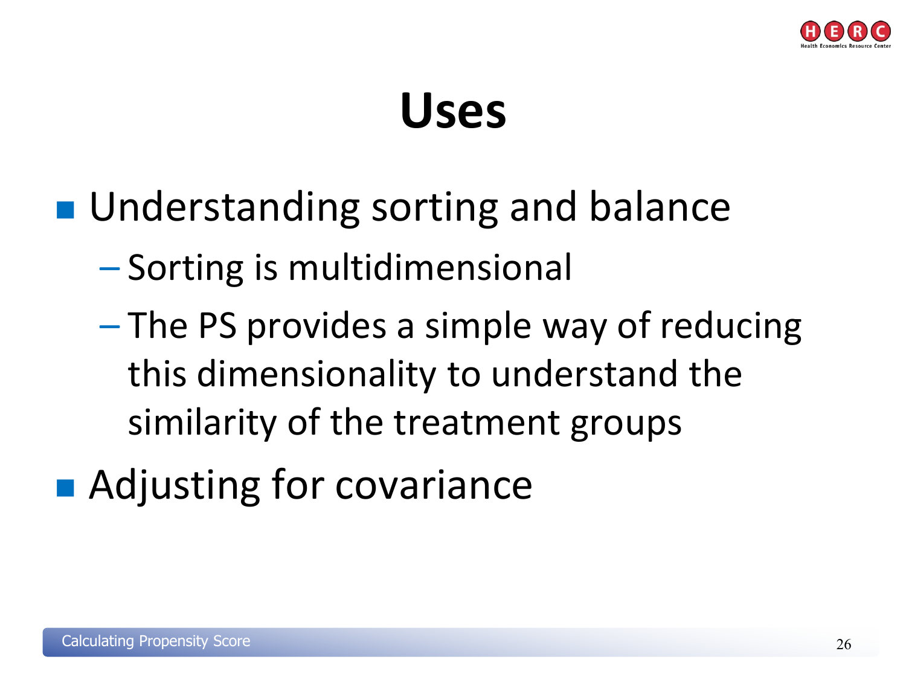# Uses

- Understanding sorting and balance
  - Sorting is multidimensional
  - The PS provides a simple way of reducing this dimensionality to understand the similarity of the treatment groups
- Adjusting for covariance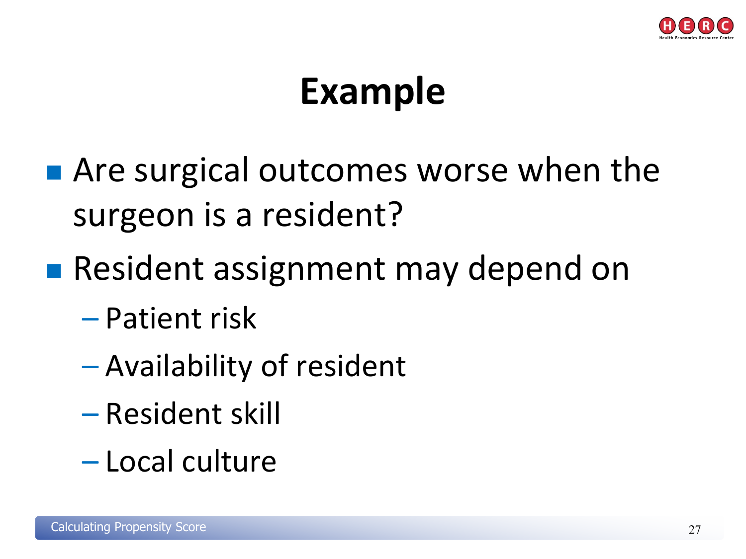# Example

- Are surgical outcomes worse when the surgeon is a resident?
- Resident assignment may depend on
  - Patient risk
  - Availability of resident
  - Resident skill
  - Local culture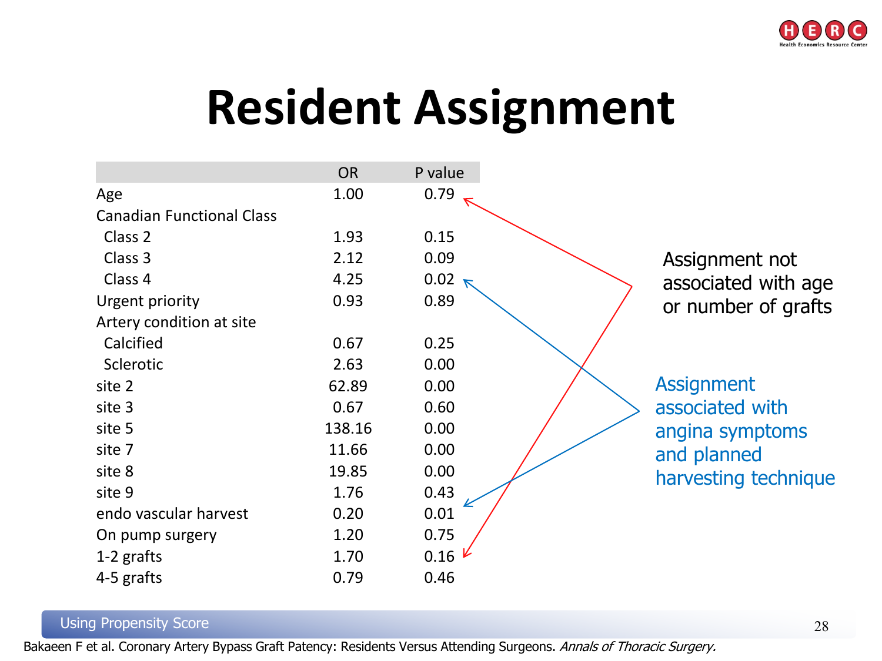# Resident Assignment

| | OR | P value |
|---|---|---|
| Age | 1.00 | 0.79 |
| Canadian Functional Class | | |
| Class 2 | 1.93 | 0.15 |
| Class 3 | 2.12 | 0.09 |
| Class 4 | 4.25 | 0.02 |
| Urgent priority | 0.93 | 0.89 |
| Artery condition at site | | |
| Calcified | 0.67 | 0.25 |
| Sclerotic | 2.63 | 0.00 |
| site 2 | 62.89 | 0.00 |
| site 3 | 0.67 | 0.60 |
| site 5 | 138.16 | 0.00 |
| site 7 | 11.66 | 0.00 |
| site 8 | 19.85 | 0.00 |
| site 9 | 1.76 | 0.43 |
| endo vascular harvest | 0.20 | 0.01 |
| On pump surgery | 1.20 | 0.75 |
| 1-2 grafts | 1.70 | 0.16 |
| 4-5 grafts | 0.79 | 0.46 |

Assignment not associated with age or number of grafts

Assignment associated with angina symptoms and planned harvesting technique

Bakaeen F et al. Coronary Artery Bypass Graft Patency: Residents Versus Attending Surgeons. *Annals of Thoracic Surgery.*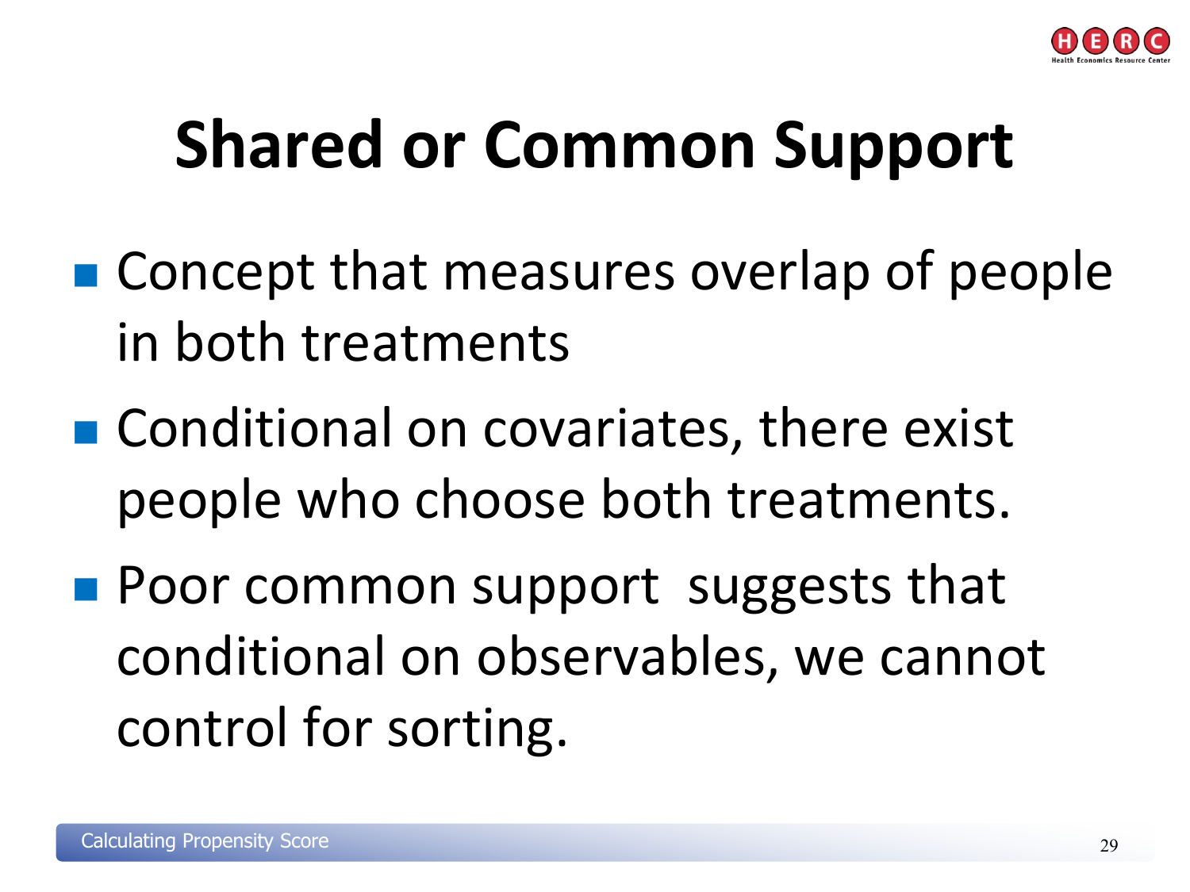# Shared or Common Support

- Concept that measures overlap of people in both treatments
- Conditional on covariates, there exist people who choose both treatments.
- Poor common support suggests that conditional on observables, we cannot control for sorting.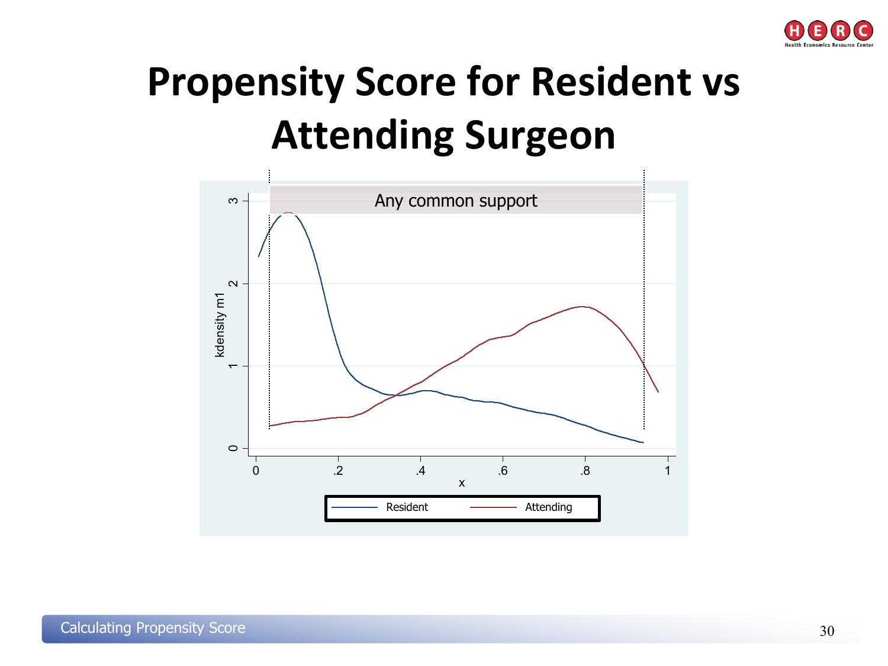# Propensity Score for Resident vs Attending Surgeon

Any common support

kdensity m1

x

Resident — Attending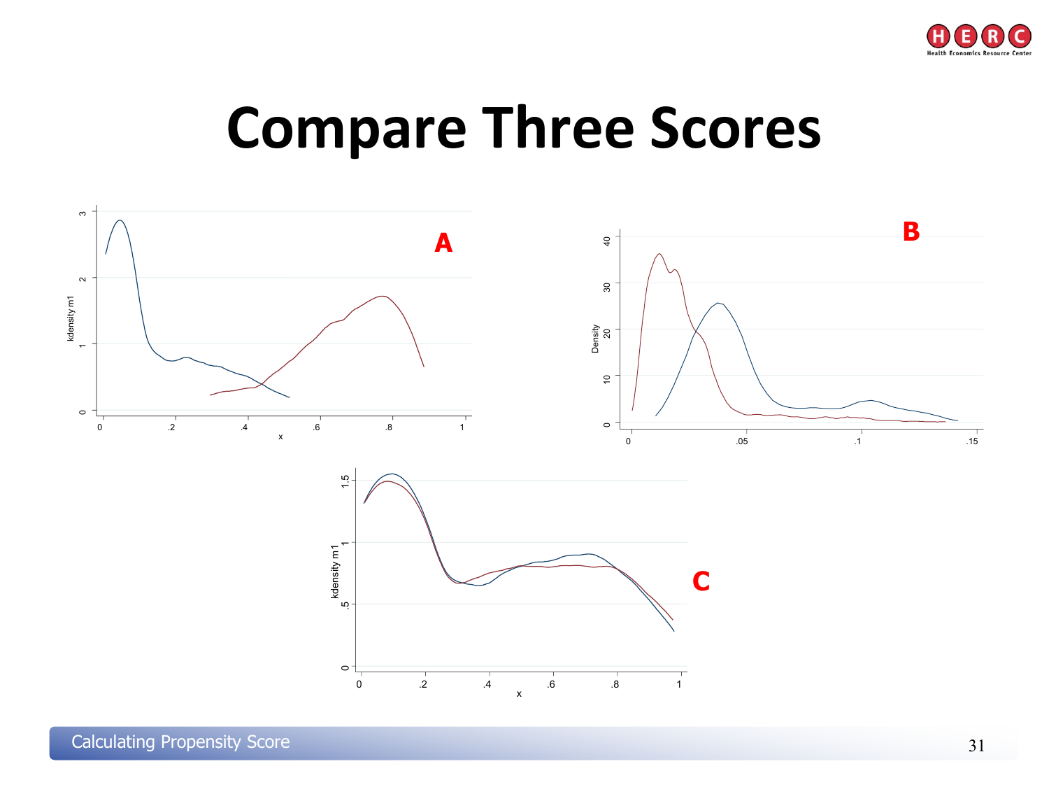# Compare Three Scores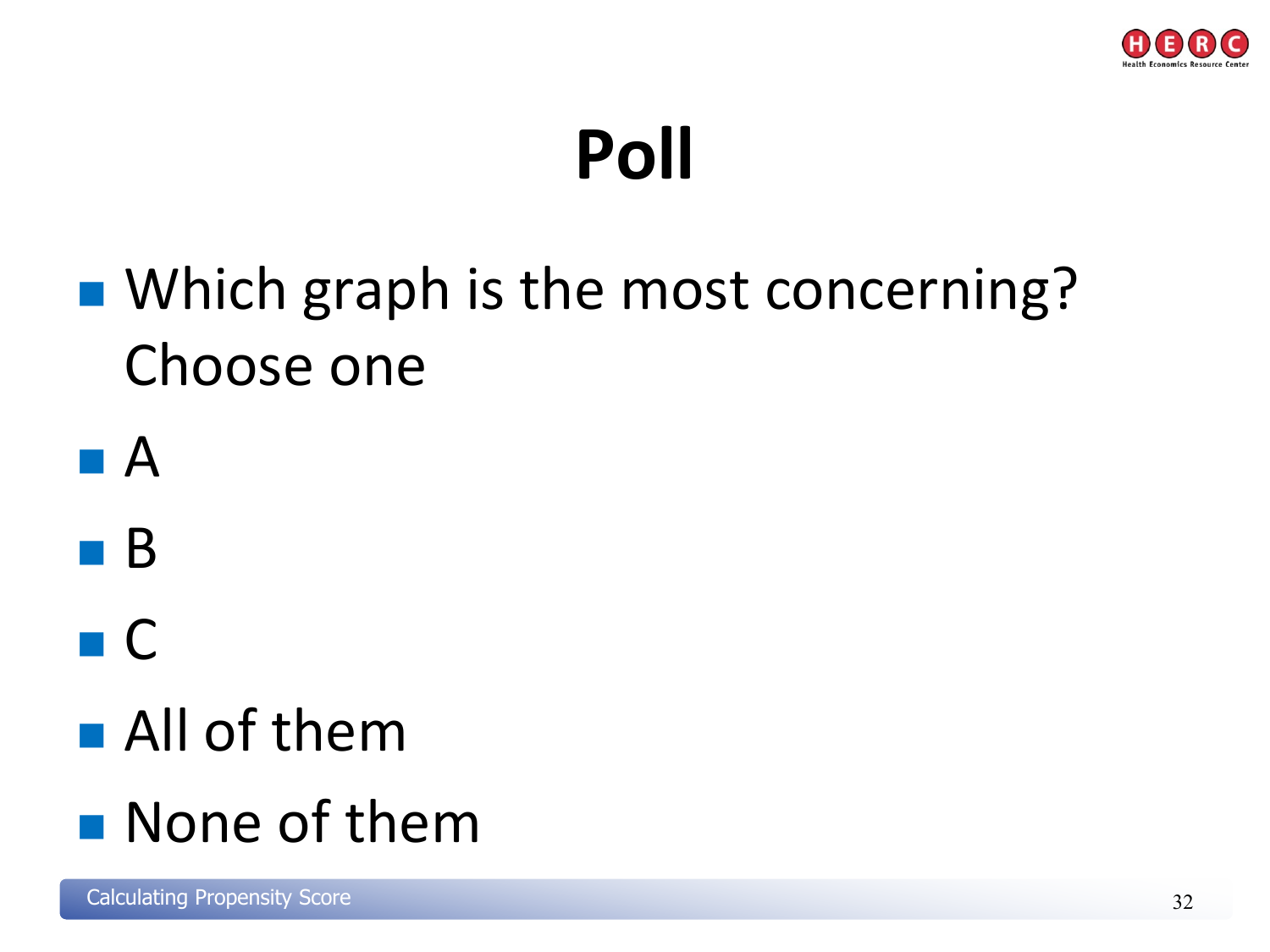# Poll

- Which graph is the most concerning? Choose one
- A
- B
- C
- All of them
- None of them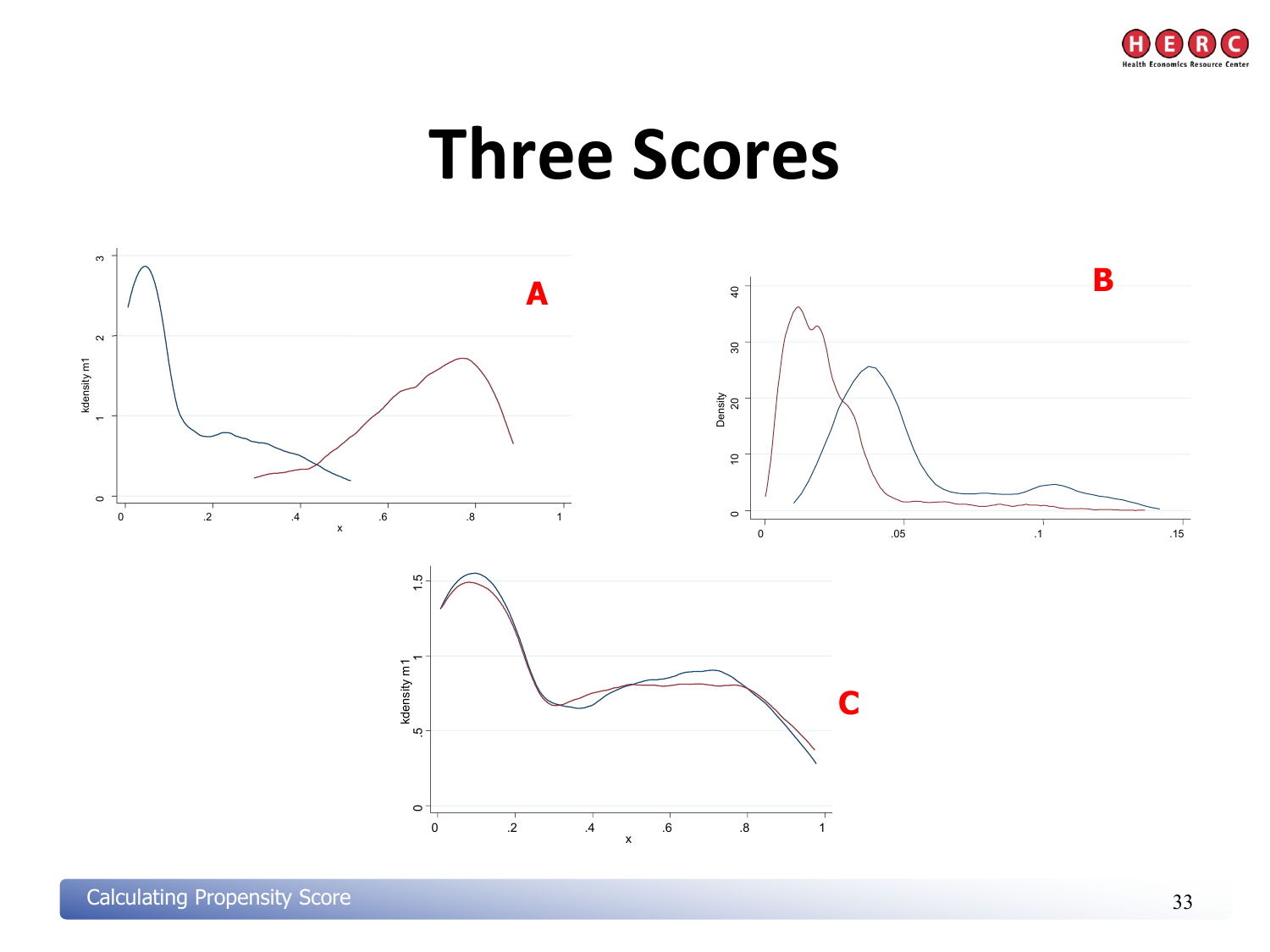# Three Scores

A

B

C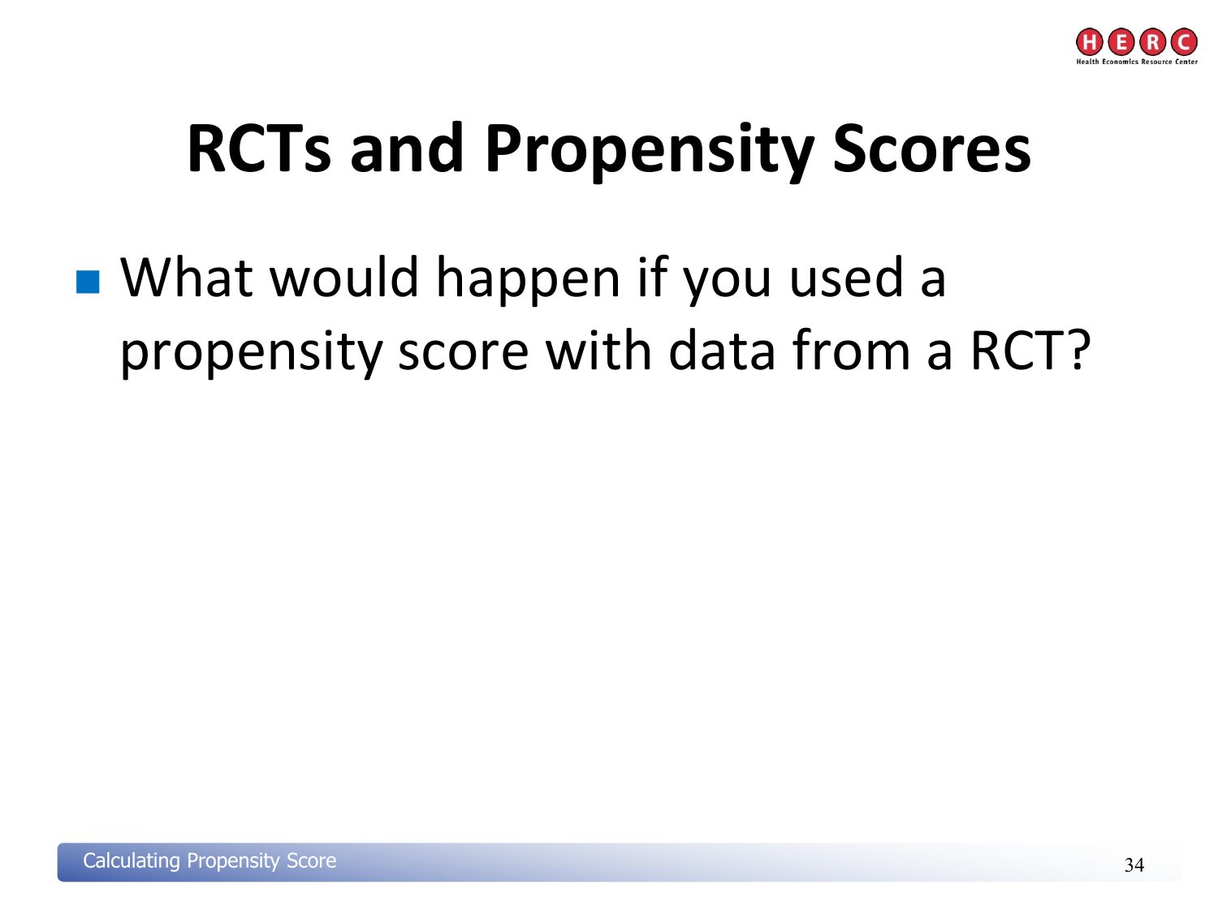# RCTs and Propensity Scores

- What would happen if you used a propensity score with data from a RCT?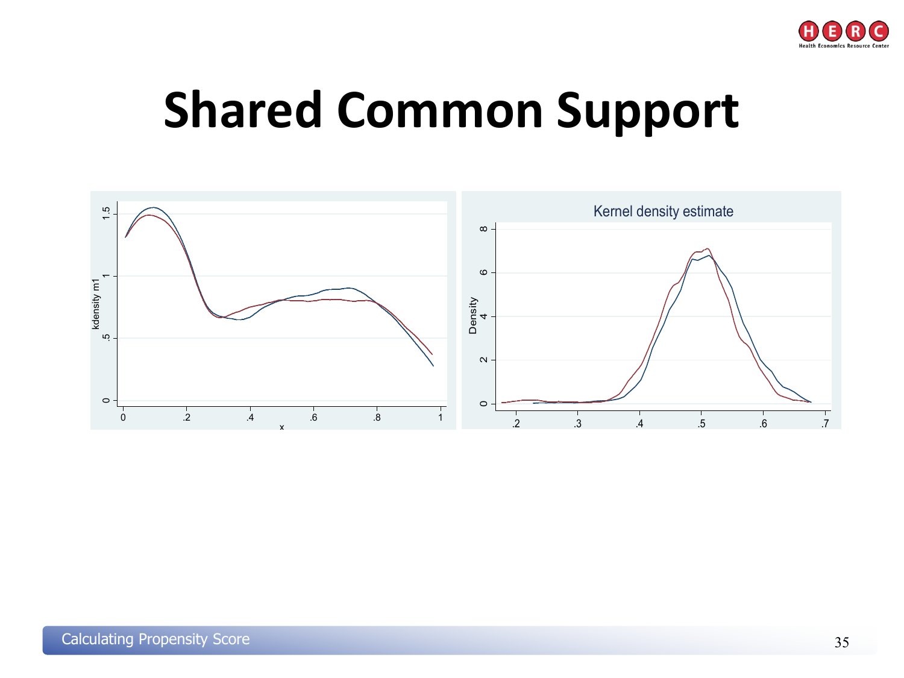# Shared Common Support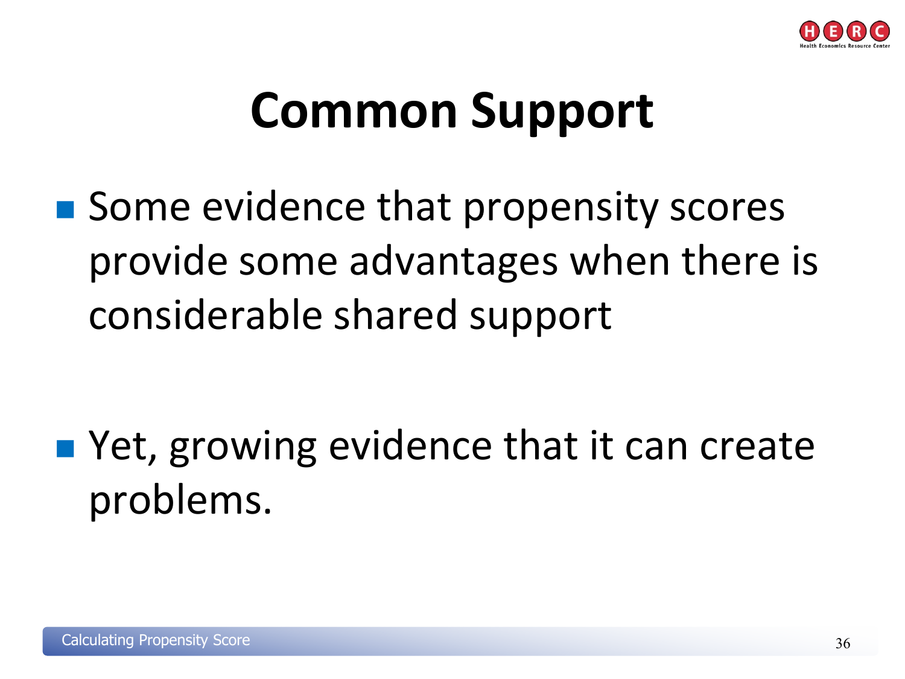# Common Support

- Some evidence that propensity scores provide some advantages when there is considerable shared support

- Yet, growing evidence that it can create problems.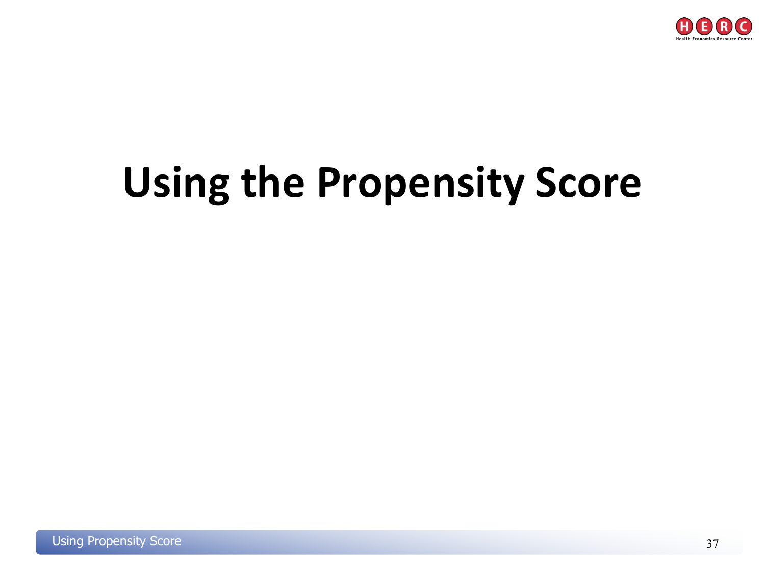# Using the Propensity Score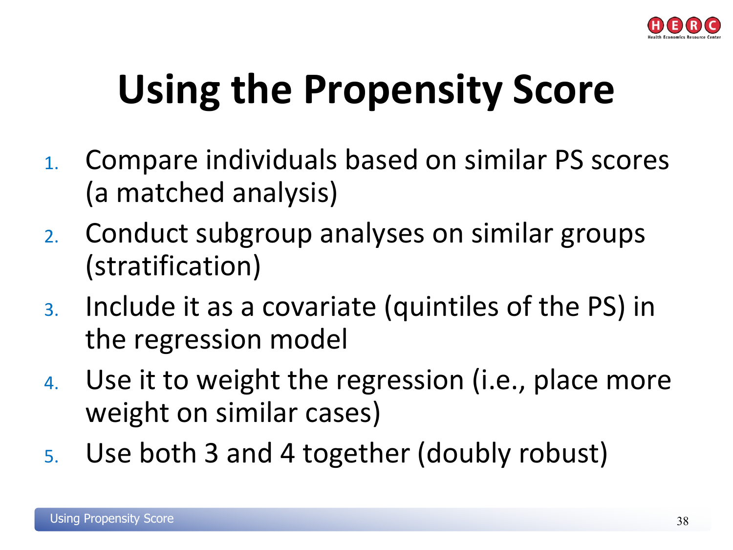# Using the Propensity Score

1. Compare individuals based on similar PS scores (a matched analysis)
2. Conduct subgroup analyses on similar groups (stratification)
3. Include it as a covariate (quintiles of the PS) in the regression model
4. Use it to weight the regression (i.e., place more weight on similar cases)
5. Use both 3 and 4 together (doubly robust)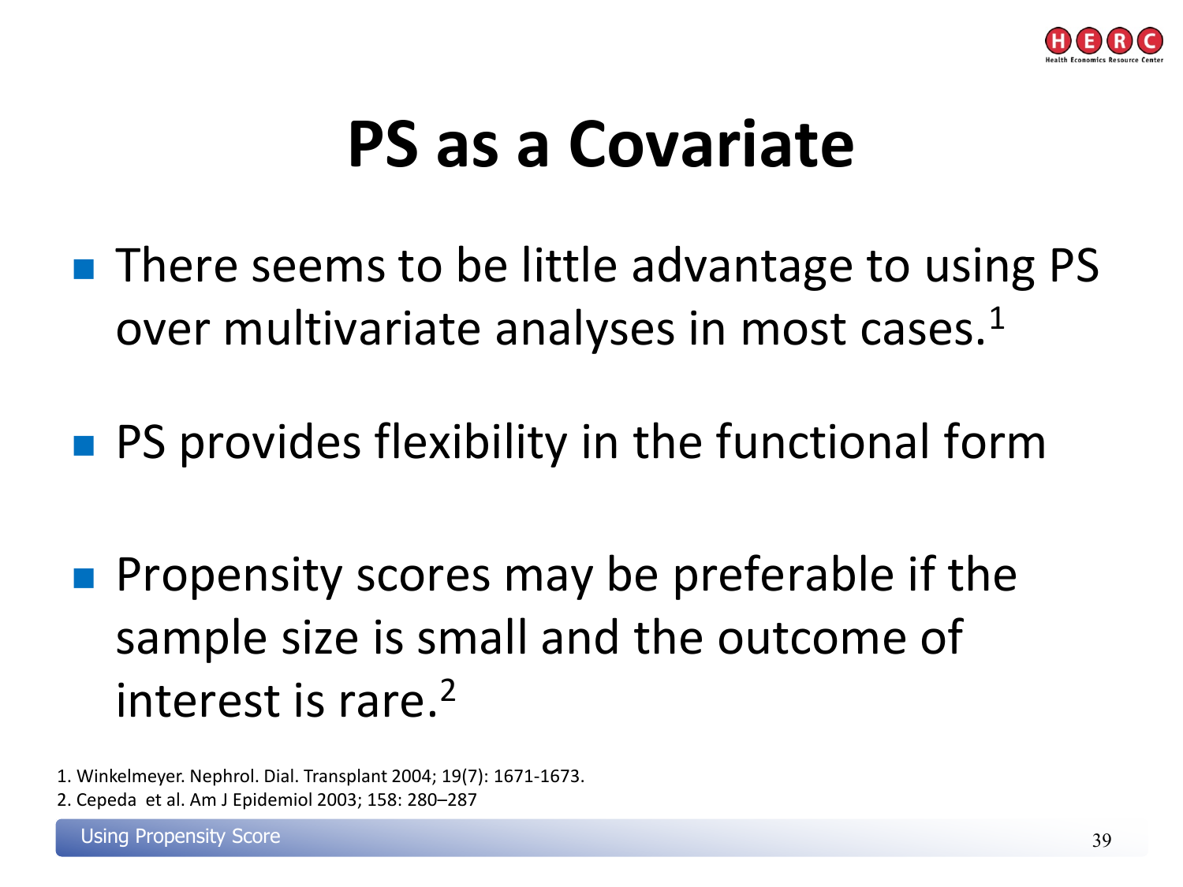# PS as a Covariate

- There seems to be little advantage to using PS over multivariate analyses in most cases.[1]
- PS provides flexibility in the functional form
- Propensity scores may be preferable if the sample size is small and the outcome of interest is rare.[2]

1. Winkelmeyer. Nephrol. Dial. Transplant 2004; 19(7): 1671-1673.
2. Cepeda et al. Am J Epidemiol 2003; 158: 280–287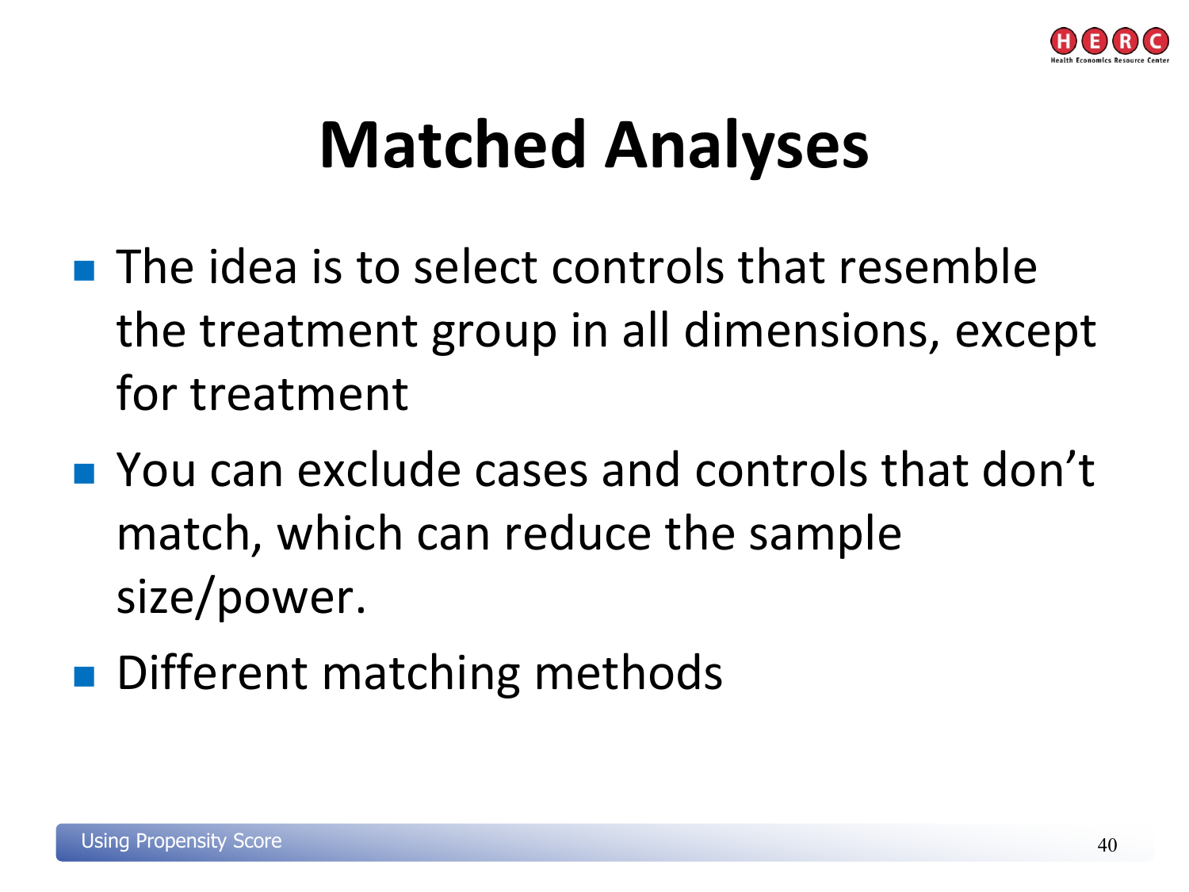# Matched Analyses

- The idea is to select controls that resemble the treatment group in all dimensions, except for treatment
- You can exclude cases and controls that don't match, which can reduce the sample size/power.
- Different matching methods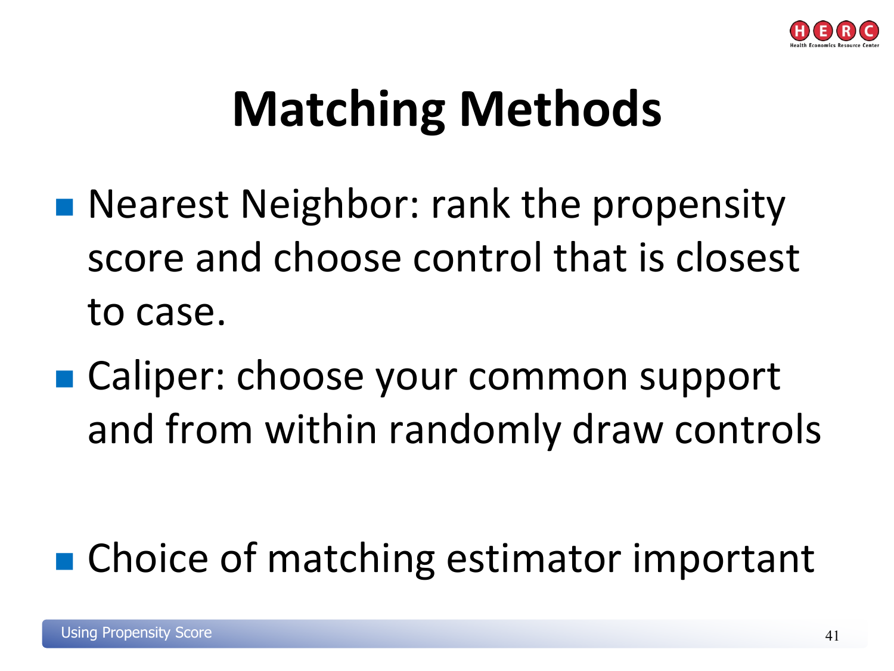# Matching Methods

- Nearest Neighbor: rank the propensity score and choose control that is closest to case.
- Caliper: choose your common support and from within randomly draw controls
- Choice of matching estimator important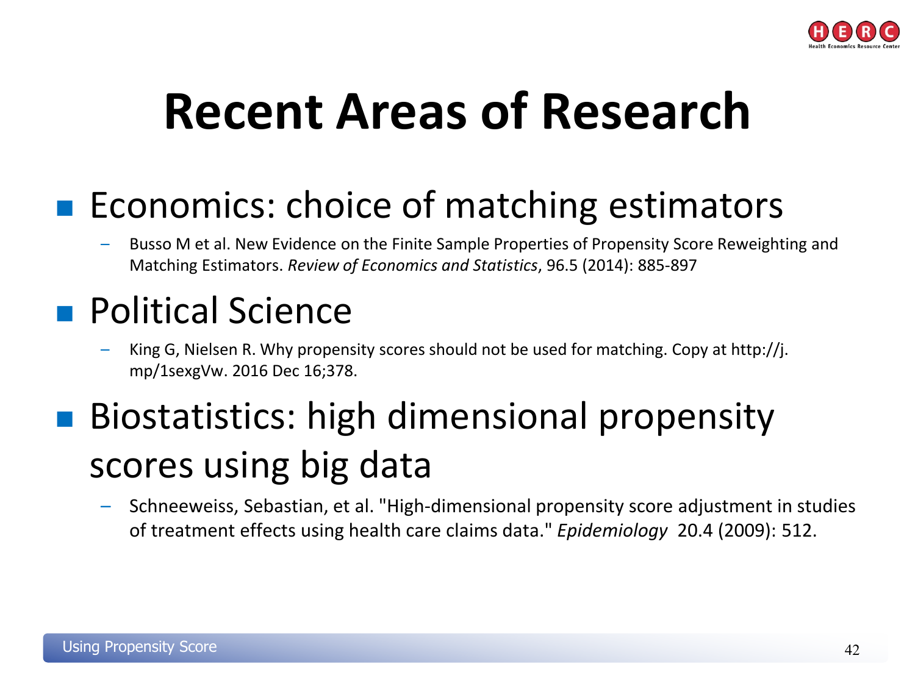# Recent Areas of Research

- Economics: choice of matching estimators
  - Busso M et al. New Evidence on the Finite Sample Properties of Propensity Score Reweighting and Matching Estimators. *Review of Economics and Statistics*, 96.5 (2014): 885-897
- Political Science
  - King G, Nielsen R. Why propensity scores should not be used for matching. Copy at http://j.mp/1sexgVw. 2016 Dec 16;378.
- Biostatistics: high dimensional propensity scores using big data
  - Schneeweiss, Sebastian, et al. "High-dimensional propensity score adjustment in studies of treatment effects using health care claims data." *Epidemiology* 20.4 (2009): 512.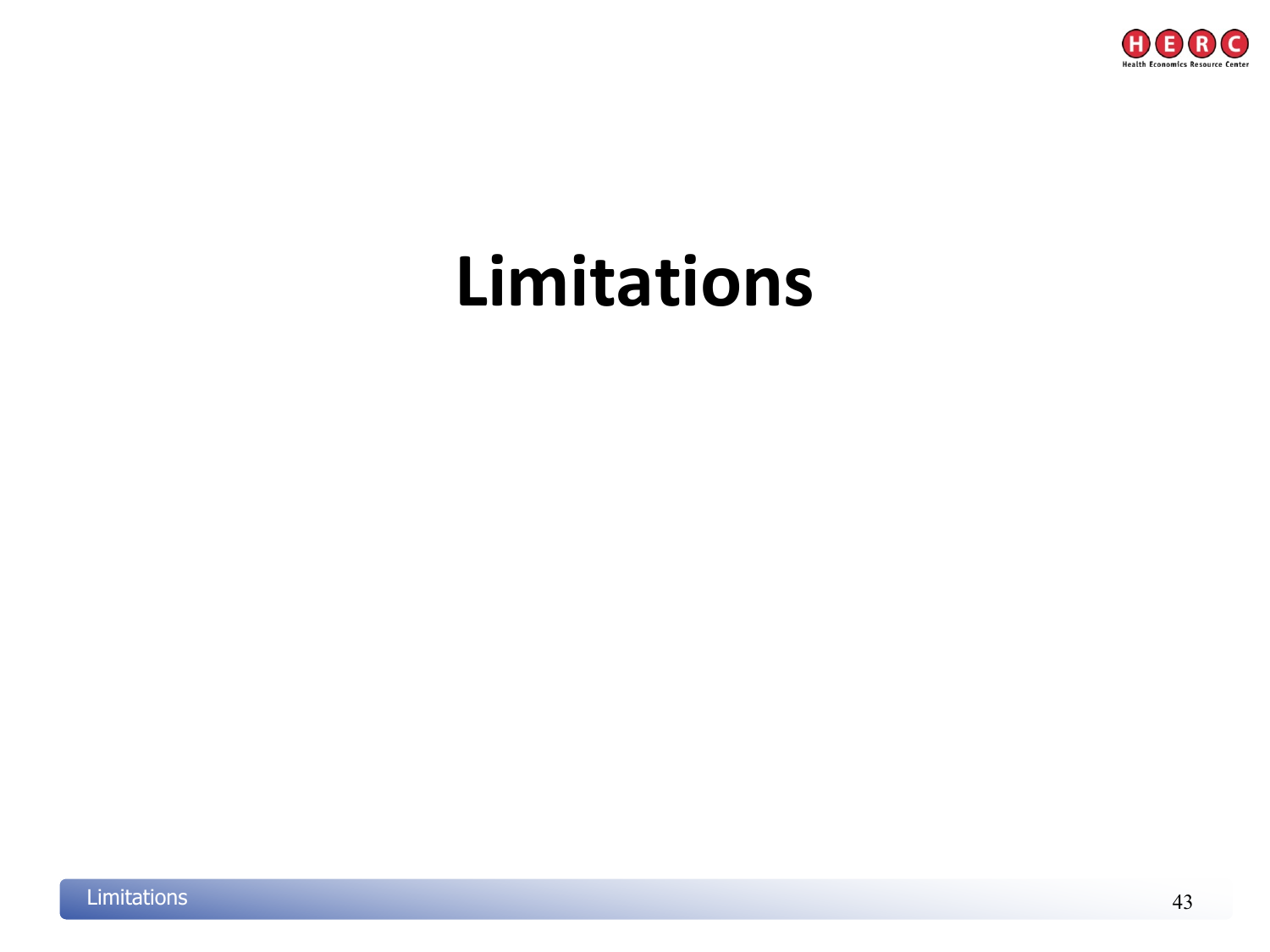# Limitations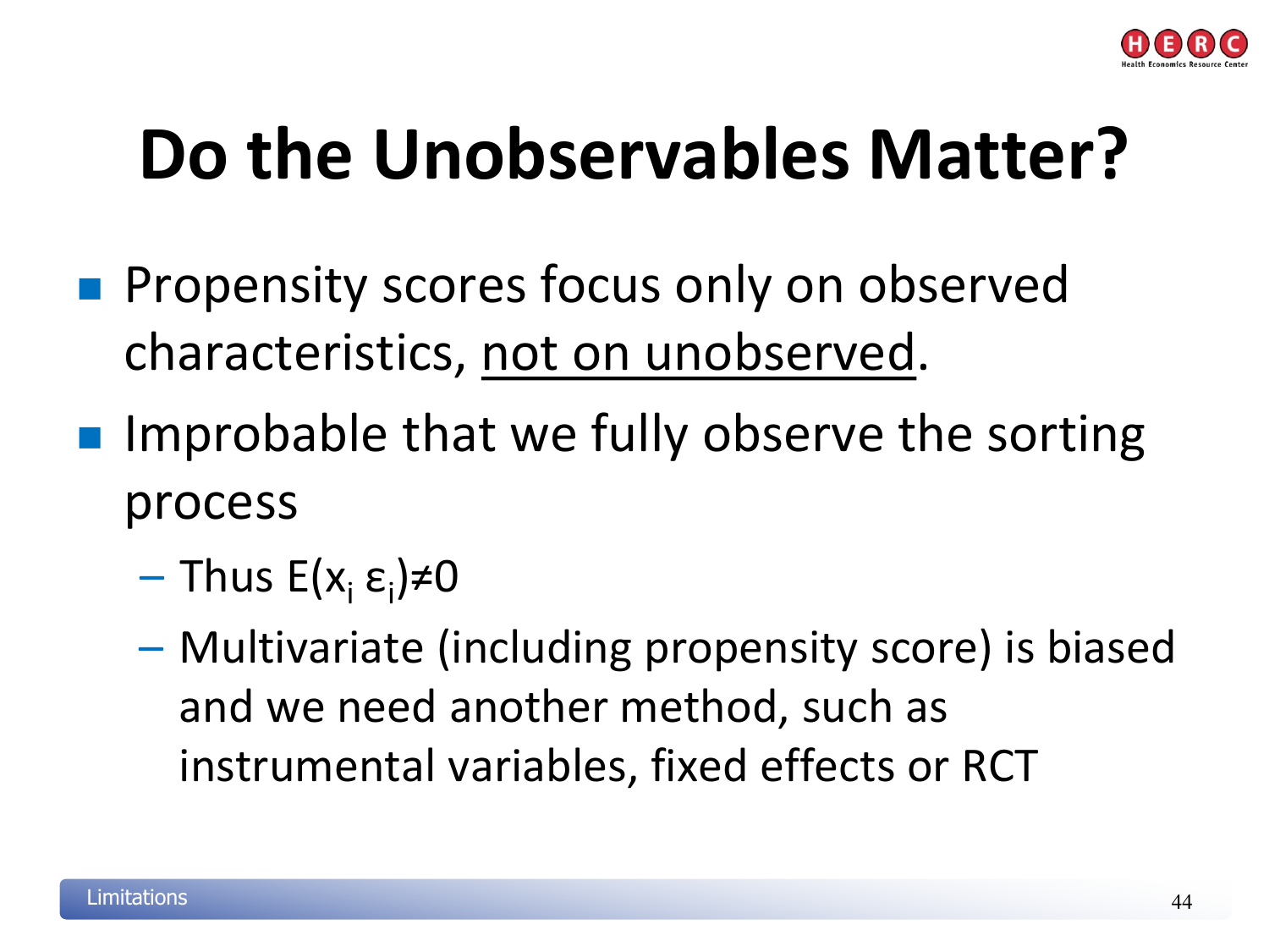# Do the Unobservables Matter?

- Propensity scores focus only on observed characteristics, <u>not on unobserved</u>.
- Improbable that we fully observe the sorting process
  - Thus $E(x_i \varepsilon_i) \neq 0$
  - Multivariate (including propensity score) is biased and we need another method, such as instrumental variables, fixed effects or RCT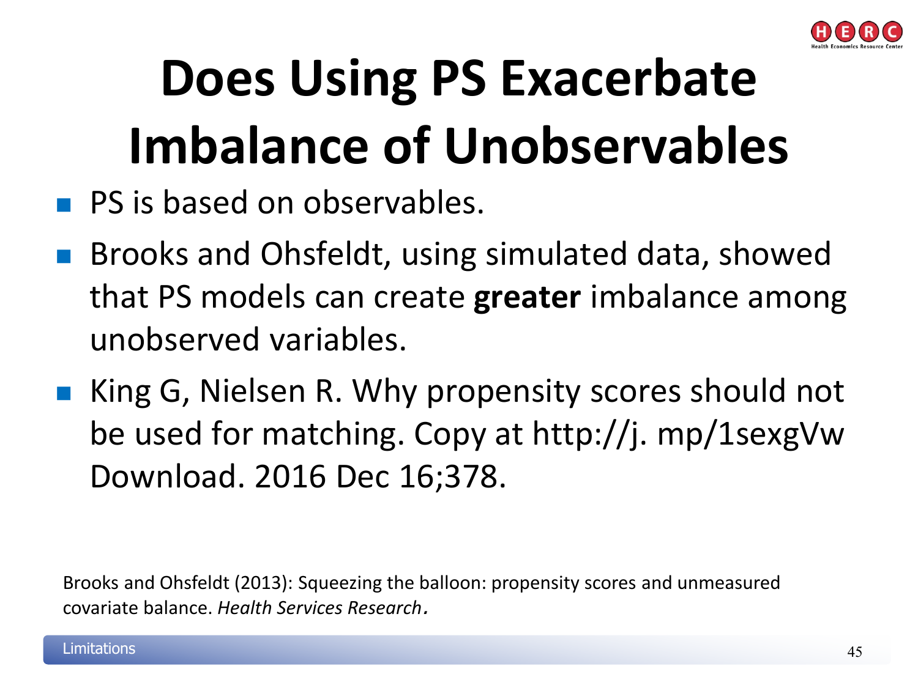# Does Using PS Exacerbate Imbalance of Unobservables

- PS is based on observables.
- Brooks and Ohsfeldt, using simulated data, showed that PS models can create **greater** imbalance among unobserved variables.
- King G, Nielsen R. Why propensity scores should not be used for matching. Copy at http://j. mp/1sexgVw Download. 2016 Dec 16;378.

Brooks and Ohsfeldt (2013): Squeezing the balloon: propensity scores and unmeasured covariate balance. *Health Services Research.*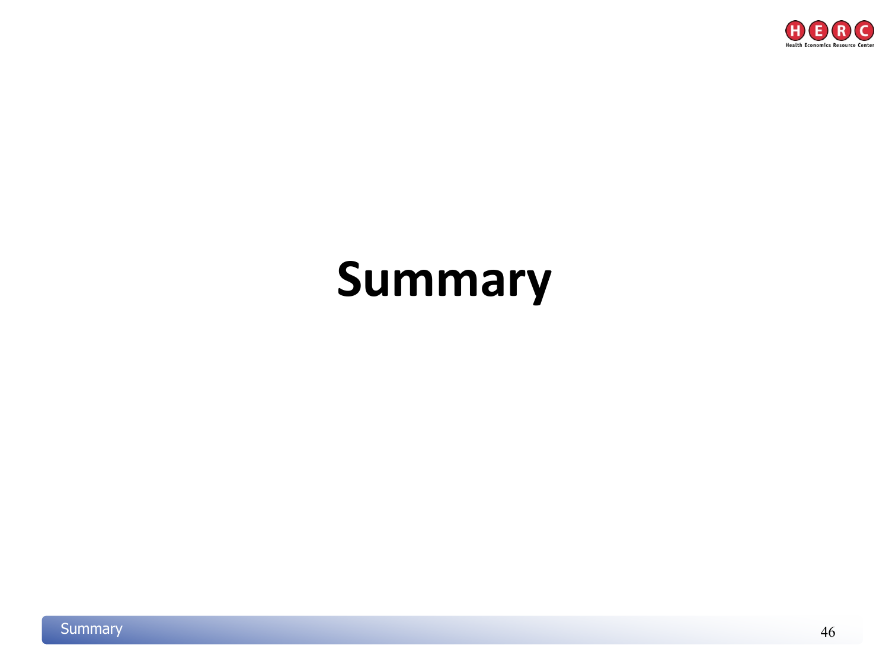# Summary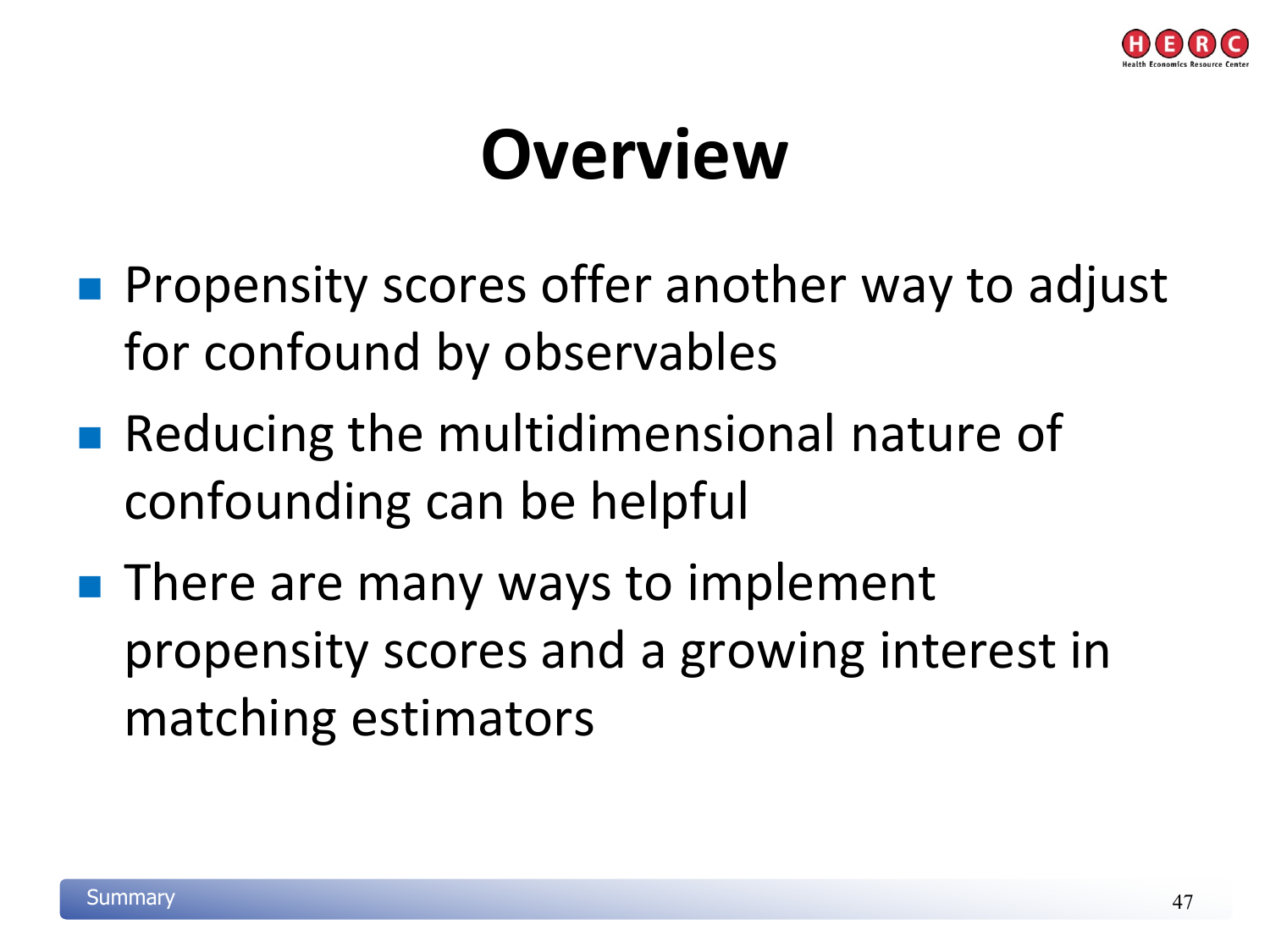# Overview

- Propensity scores offer another way to adjust for confound by observables
- Reducing the multidimensional nature of confounding can be helpful
- There are many ways to implement propensity scores and a growing interest in matching estimators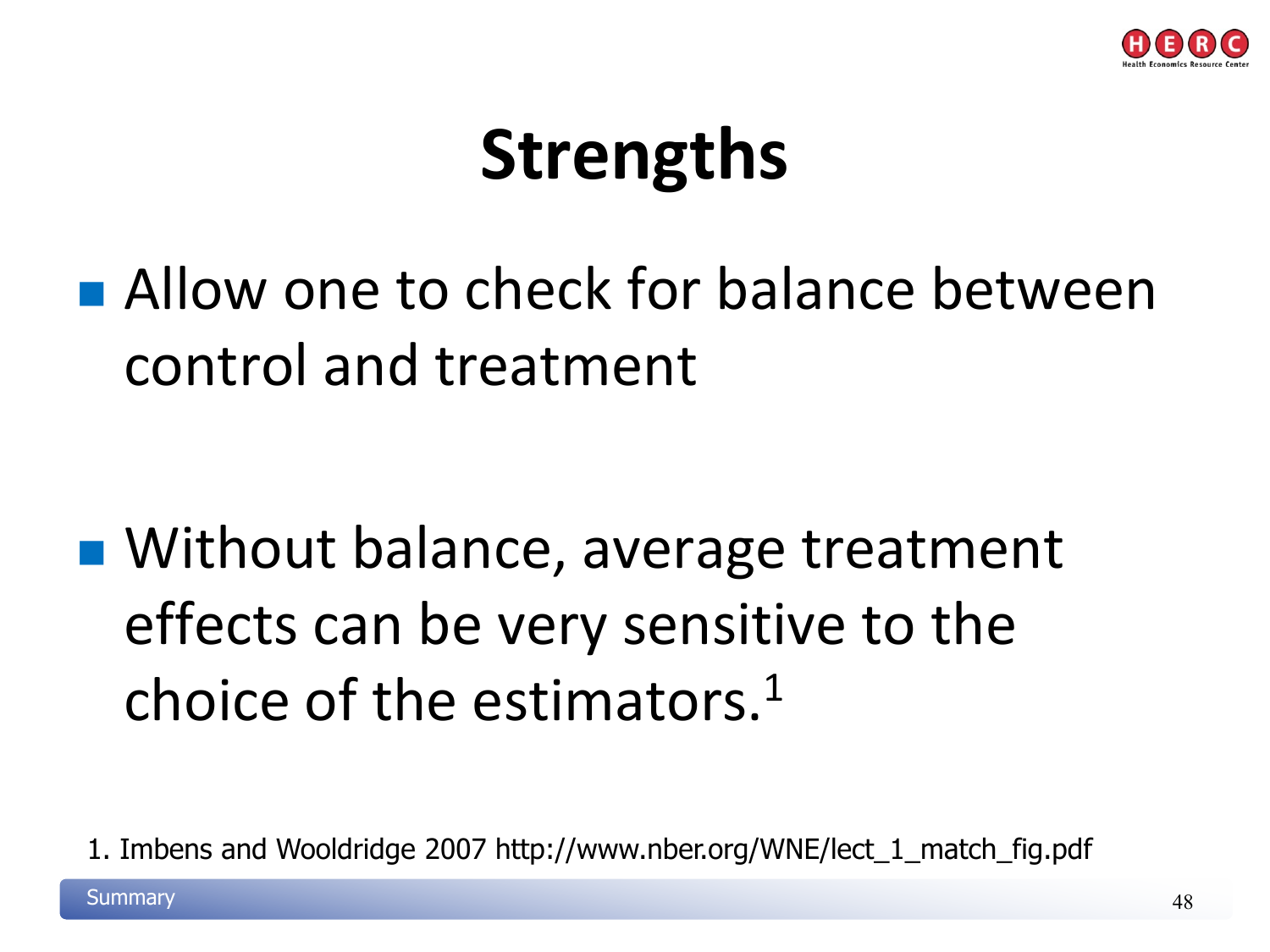# Strengths

- Allow one to check for balance between control and treatment

- Without balance, average treatment effects can be very sensitive to the choice of the estimators.[1]

1. Imbens and Wooldridge 2007 http://www.nber.org/WNE/lect_1_match_fig.pdf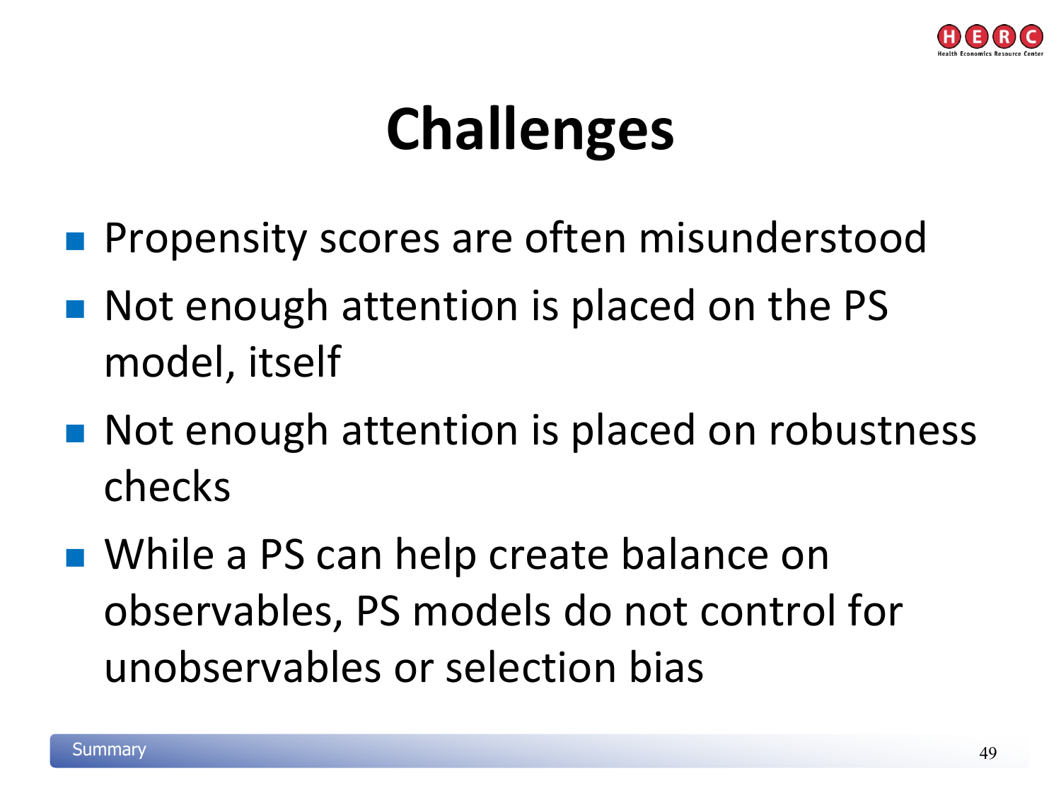# Challenges

- Propensity scores are often misunderstood
- Not enough attention is placed on the PS model, itself
- Not enough attention is placed on robustness checks
- While a PS can help create balance on observables, PS models do not control for unobservables or selection bias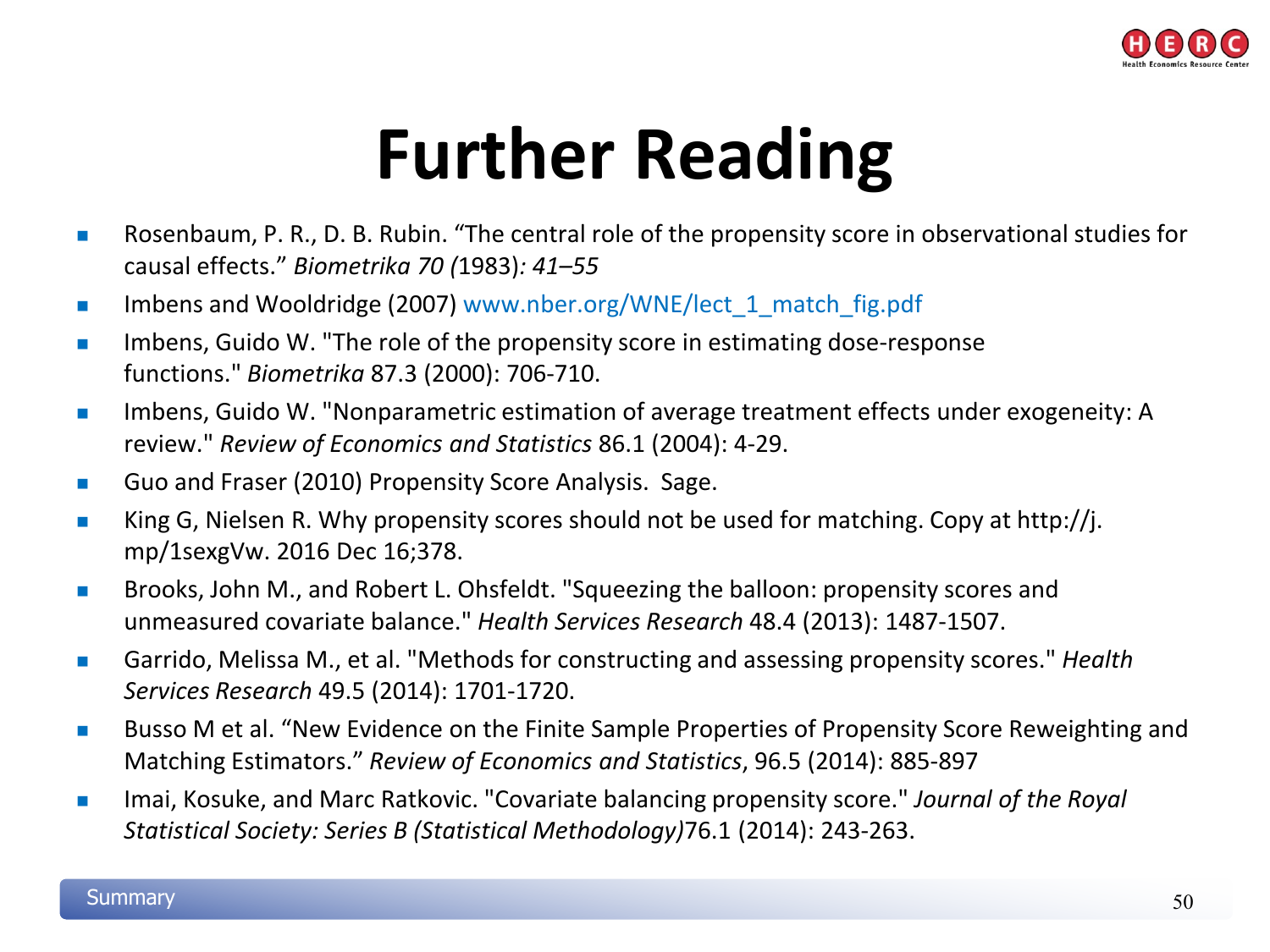# Further Reading

- Rosenbaum, P. R., D. B. Rubin. “The central role of the propensity score in observational studies for causal effects.” *Biometrika 70 (*1983)*: 41–55*
- Imbens and Wooldridge (2007) www.nber.org/WNE/lect_1_match_fig.pdf
- Imbens, Guido W. "The role of the propensity score in estimating dose-response functions." *Biometrika* 87.3 (2000): 706-710.
- Imbens, Guido W. "Nonparametric estimation of average treatment effects under exogeneity: A review." *Review of Economics and Statistics* 86.1 (2004): 4-29.
- Guo and Fraser (2010) Propensity Score Analysis. Sage.
- King G, Nielsen R. Why propensity scores should not be used for matching. Copy at http://j.mp/1sexgVw. 2016 Dec 16;378.
- Brooks, John M., and Robert L. Ohsfeldt. "Squeezing the balloon: propensity scores and unmeasured covariate balance." *Health Services Research* 48.4 (2013): 1487-1507.
- Garrido, Melissa M., et al. "Methods for constructing and assessing propensity scores." *Health Services Research* 49.5 (2014): 1701-1720.
- Busso M et al. “New Evidence on the Finite Sample Properties of Propensity Score Reweighting and Matching Estimators.” *Review of Economics and Statistics*, 96.5 (2014): 885-897
- Imai, Kosuke, and Marc Ratkovic. "Covariate balancing propensity score." *Journal of the Royal Statistical Society: Series B (Statistical Methodology)*76.1 (2014): 243-263.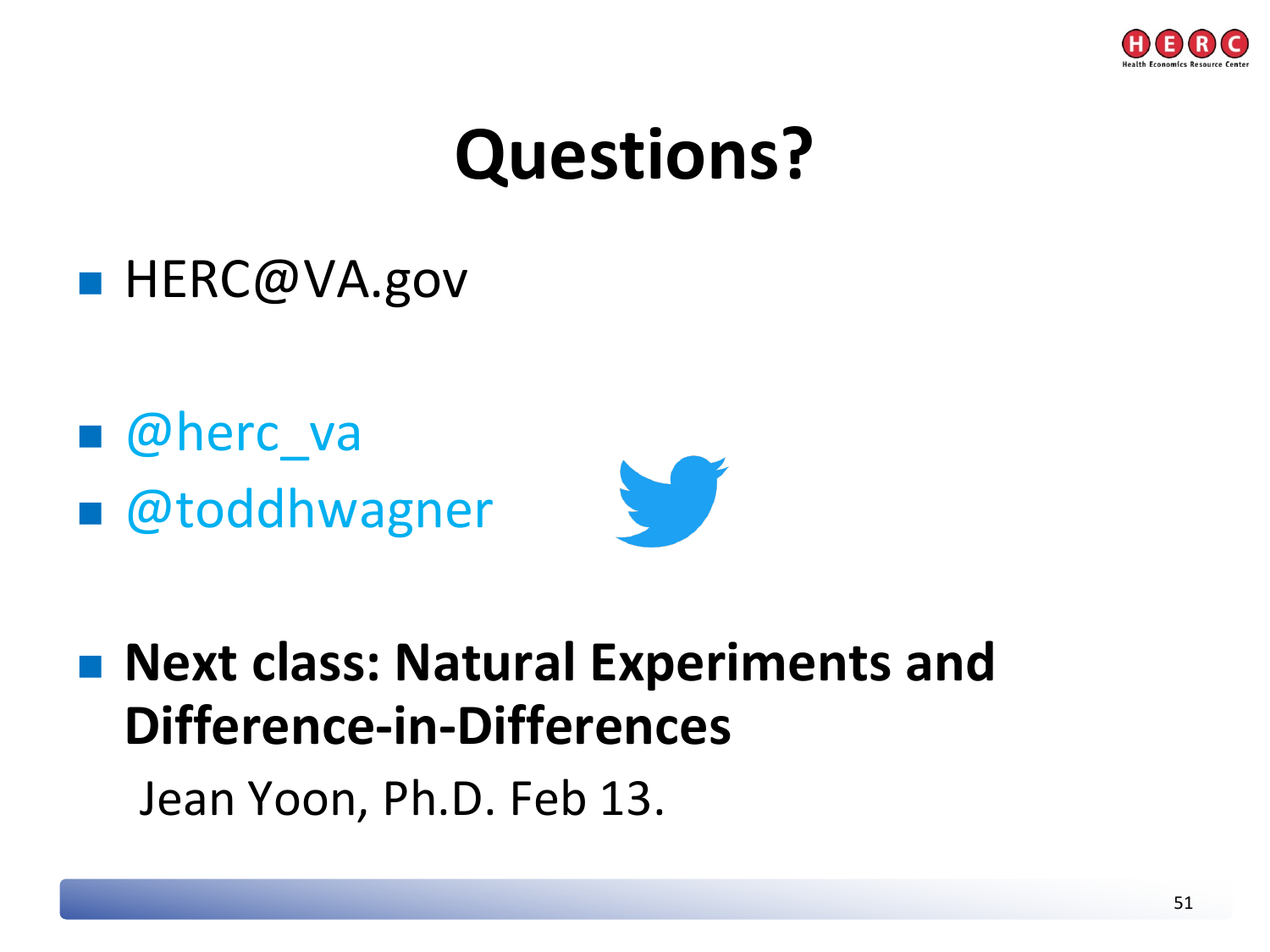# Questions?

- HERC@VA.gov

- @herc_va
- @toddhwagner

- **Next class: Natural Experiments and Difference-in-Differences**

  Jean Yoon, Ph.D. Feb 13.